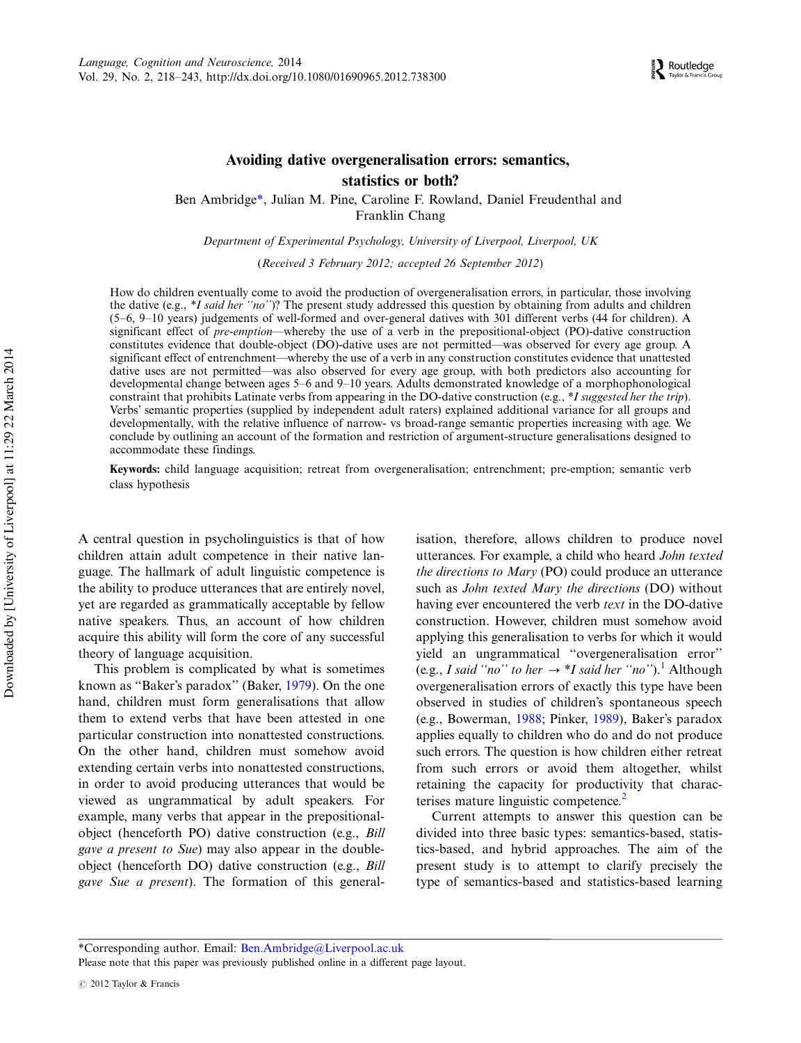# Avoiding dative overgeneralisation errors: semantics, statistics or both?

Ben Ambridge*, Julian M. Pine, Caroline F. Rowland, Daniel Freudenthal and Franklin Chang

*Department of Experimental Psychology, University of Liverpool, Liverpool, UK*

(*Received 3 February 2012; accepted 26 September 2012*)

How do children eventually come to avoid the production of overgeneralisation errors, in particular, those involving the dative (e.g., *I said her "no")? The present study addressed this question by obtaining from adults and children (5–6, 9–10 years) judgements of well-formed and over-general datives with 301 different verbs (44 for children). A significant effect of *pre-emption*—whereby the use of a verb in the prepositional-object (PO)-dative construction constitutes evidence that double-object (DO)-dative uses are not permitted—was observed for every age group. A significant effect of entrenchment—whereby the use of a verb in any construction constitutes evidence that unattested dative uses are not permitted—was also observed for every age group, with both predictors also accounting for developmental change between ages 5–6 and 9–10 years. Adults demonstrated knowledge of a morphophonological constraint that prohibits Latinate verbs from appearing in the DO-dative construction (e.g., **I suggested her the trip*). Verbs' semantic properties (supplied by independent adult raters) explained additional variance for all groups and developmentally, with the relative influence of narrow- vs broad-range semantic properties increasing with age. We conclude by outlining an account of the formation and restriction of argument-structure generalisations designed to accommodate these findings.

**Keywords:** child language acquisition; retreat from overgeneralisation; entrenchment; pre-emption; semantic verb class hypothesis

A central question in psycholinguistics is that of how children attain adult competence in their native language. The hallmark of adult linguistic competence is the ability to produce utterances that are entirely novel, yet are regarded as grammatically acceptable by fellow native speakers. Thus, an account of how children acquire this ability will form the core of any successful theory of language acquisition.

This problem is complicated by what is sometimes known as "Baker's paradox" (Baker, 1979). On the one hand, children must form generalisations that allow them to extend verbs that have been attested in one particular construction into nonattested constructions. On the other hand, children must somehow avoid extending certain verbs into nonattested constructions, in order to avoid producing utterances that would be viewed as ungrammatical by adult speakers. For example, many verbs that appear in the prepositional-object (henceforth PO) dative construction (e.g., *Bill gave a present to Sue*) may also appear in the double-object (henceforth DO) dative construction (e.g., *Bill gave Sue a present*). The formation of this generalisation, therefore, allows children to produce novel utterances. For example, a child who heard *John texted the directions to Mary* (PO) could produce an utterance such as *John texted Mary the directions* (DO) without having ever encountered the verb *text* in the DO-dative construction. However, children must somehow avoid applying this generalisation to verbs for which it would yield an ungrammatical "overgeneralisation error" (e.g., *I said "no" to her* → **I said her "no"*).[1] Although overgeneralisation errors of exactly this type have been observed in studies of children's spontaneous speech (e.g., Bowerman, 1988; Pinker, 1989), Baker's paradox applies equally to children who do and do not produce such errors. The question is how children either retreat from such errors or avoid them altogether, whilst retaining the capacity for productivity that characterises mature linguistic competence.[2]

Current attempts to answer this question can be divided into three basic types: semantics-based, statistics-based, and hybrid approaches. The aim of the present study is to attempt to clarify precisely the type of semantics-based and statistics-based learning

*Corresponding author. Email: Ben.Ambridge@Liverpool.ac.uk

Please note that this paper was previously published online in a different page layout.

© 2012 Taylor & Francis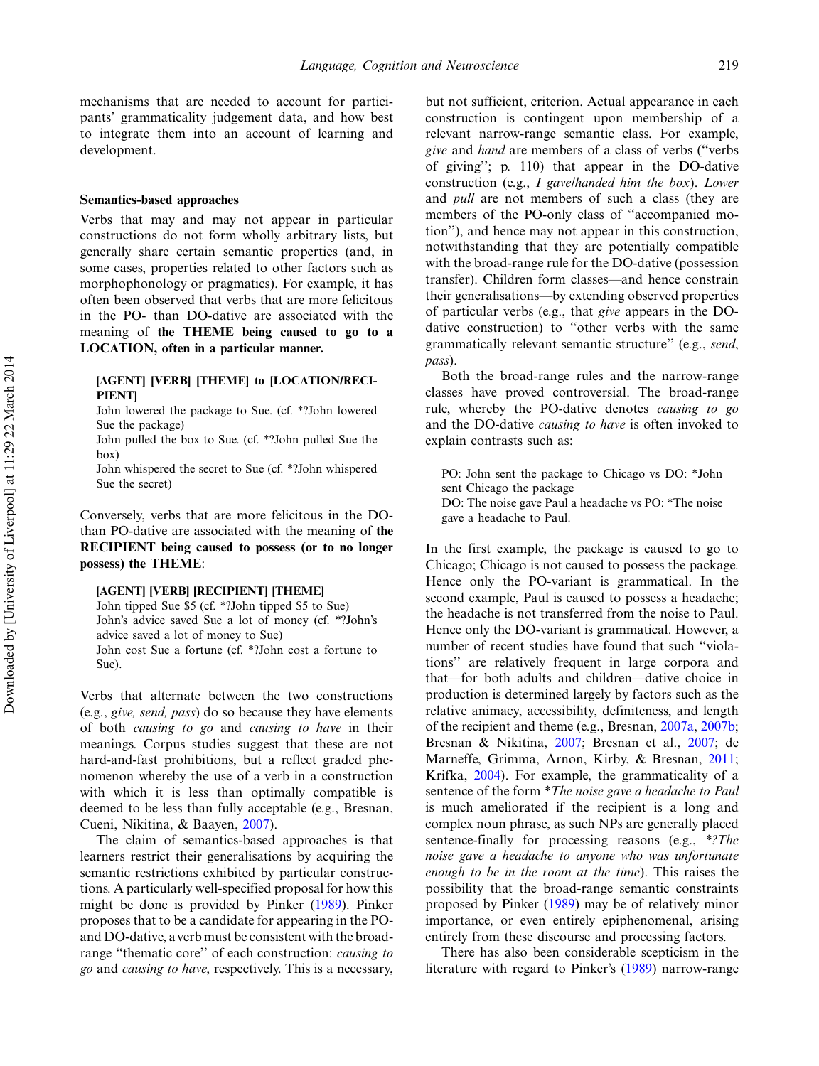mechanisms that are needed to account for participants' grammaticality judgement data, and how best to integrate them into an account of learning and development.

### Semantics-based approaches

Verbs that may and may not appear in particular constructions do not form wholly arbitrary lists, but generally share certain semantic properties (and, in some cases, properties related to other factors such as morphophonology or pragmatics). For example, it has often been observed that verbs that are more felicitous in the PO- than DO-dative are associated with the meaning of **the THEME being caused to go to a LOCATION, often in a particular manner.**

> **[AGENT] [VERB] [THEME] to [LOCATION/RECIPIENT]**
> John lowered the package to Sue. (cf. *?John lowered Sue the package)
> John pulled the box to Sue. (cf. *?John pulled Sue the box)
> John whispered the secret to Sue (cf. *?John whispered Sue the secret)

Conversely, verbs that are more felicitous in the DO- than PO-dative are associated with the meaning of **the RECIPIENT being caused to possess (or to no longer possess) the THEME**:

> **[AGENT] [VERB] [RECIPIENT] [THEME]**
> John tipped Sue $5 (cf. *?John tipped $5 to Sue)
> John's advice saved Sue a lot of money (cf. *?John's advice saved a lot of money to Sue)
> John cost Sue a fortune (cf. *?John cost a fortune to Sue).

Verbs that alternate between the two constructions (e.g., *give, send, pass*) do so because they have elements of both *causing to go* and *causing to have* in their meanings. Corpus studies suggest that these are not hard-and-fast prohibitions, but a reflect graded phenomenon whereby the use of a verb in a construction with which it is less than optimally compatible is deemed to be less than fully acceptable (e.g., Bresnan, Cueni, Nikitina, & Baayen, 2007).

The claim of semantics-based approaches is that learners restrict their generalisations by acquiring the semantic restrictions exhibited by particular constructions. A particularly well-specified proposal for how this might be done is provided by Pinker (1989). Pinker proposes that to be a candidate for appearing in the PO- and DO-dative, a verb must be consistent with the broad-range "thematic core" of each construction: *causing to go* and *causing to have*, respectively. This is a necessary, but not sufficient, criterion. Actual appearance in each construction is contingent upon membership of a relevant narrow-range semantic class. For example, *give* and *hand* are members of a class of verbs ("verbs of giving"; p. 110) that appear in the DO-dative construction (e.g., *I gave/handed him the box*). *Lower* and *pull* are not members of such a class (they are members of the PO-only class of "accompanied motion"), and hence may not appear in this construction, notwithstanding that they are potentially compatible with the broad-range rule for the DO-dative (possession transfer). Children form classes—and hence constrain their generalisations—by extending observed properties of particular verbs (e.g., that *give* appears in the DO-dative construction) to "other verbs with the same grammatically relevant semantic structure" (e.g., *send, pass*).

Both the broad-range rules and the narrow-range classes have proved controversial. The broad-range rule, whereby the PO-dative denotes *causing to go* and the DO-dative *causing to have* is often invoked to explain contrasts such as:

> PO: John sent the package to Chicago vs DO: *John sent Chicago the package
> DO: The noise gave Paul a headache vs PO: *The noise gave a headache to Paul.

In the first example, the package is caused to go to Chicago; Chicago is not caused to possess the package. Hence only the PO-variant is grammatical. In the second example, Paul is caused to possess a headache; the headache is not transferred from the noise to Paul. Hence only the DO-variant is grammatical. However, a number of recent studies have found that such "violations" are relatively frequent in large corpora and that—for both adults and children—dative choice in production is determined largely by factors such as the relative animacy, accessibility, definiteness, and length of the recipient and theme (e.g., Bresnan, 2007a, 2007b; Bresnan & Nikitina, 2007; Bresnan et al., 2007; de Marneffe, Grimma, Arnon, Kirby, & Bresnan, 2011; Krifka, 2004). For example, the grammaticality of a sentence of the form **The noise gave a headache to Paul* is much ameliorated if the recipient is a long and complex noun phrase, as such NPs are generally placed sentence-finally for processing reasons (e.g., **?The noise gave a headache to anyone who was unfortunate enough to be in the room at the time*). This raises the possibility that the broad-range semantic constraints proposed by Pinker (1989) may be of relatively minor importance, or even entirely epiphenomenal, arising entirely from these discourse and processing factors.

There has also been considerable scepticism in the literature with regard to Pinker's (1989) narrow-range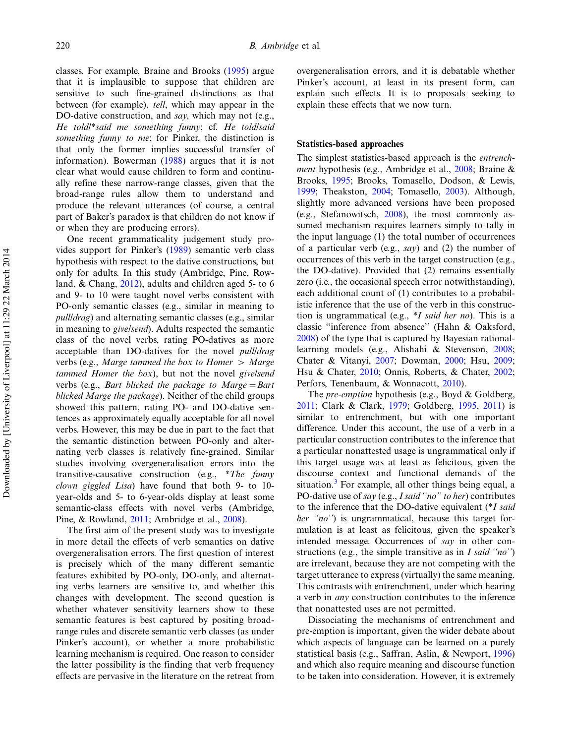classes. For example, Braine and Brooks (1995) argue that it is implausible to suppose that children are sensitive to such fine-grained distinctions as that between (for example), *tell*, which may appear in the DO-dative construction, and *say*, which may not (e.g., *He told/\*said me something funny*; cf. *He told/said something funny to me*; for Pinker, the distinction is that only the former implies successful transfer of information). Bowerman (1988) argues that it is not clear what would cause children to form and continually refine these narrow-range classes, given that the broad-range rules allow them to understand and produce the relevant utterances (of course, a central part of Baker's paradox is that children do not know if or when they are producing errors).

One recent grammaticality judgement study provides support for Pinker's (1989) semantic verb class hypothesis with respect to the dative constructions, but only for adults. In this study (Ambridge, Pine, Rowland, & Chang, 2012), adults and children aged 5- to 6 and 9- to 10 were taught novel verbs consistent with PO-only semantic classes (e.g., similar in meaning to *pull/drag*) and alternating semantic classes (e.g., similar in meaning to *give/send*). Adults respected the semantic class of the novel verbs, rating PO-datives as more acceptable than DO-datives for the novel *pull/drag* verbs (e.g., *Marge tammed the box to Homer > Marge tammed Homer the box*), but not the novel *give/send* verbs (e.g., *Bart blicked the package to Marge = Bart blicked Marge the package*). Neither of the child groups showed this pattern, rating PO- and DO-dative sentences as approximately equally acceptable for all novel verbs. However, this may be due in part to the fact that the semantic distinction between PO-only and alternating verb classes is relatively fine-grained. Similar studies involving overgeneralisation errors into the transitive-causative construction (e.g., *\*The funny clown giggled Lisa*) have found that both 9- to 10-year-olds and 5- to 6-year-olds display at least some semantic-class effects with novel verbs (Ambridge, Pine, & Rowland, 2011; Ambridge et al., 2008).

The first aim of the present study was to investigate in more detail the effects of verb semantics on dative overgeneralisation errors. The first question of interest is precisely which of the many different semantic features exhibited by PO-only, DO-only, and alternating verbs learners are sensitive to, and whether this changes with development. The second question is whether whatever sensitivity learners show to these semantic features is best captured by positing broad-range rules and discrete semantic verb classes (as under Pinker's account), or whether a more probabilistic learning mechanism is required. One reason to consider the latter possibility is the finding that verb frequency effects are pervasive in the literature on the retreat from overgeneralisation errors, and it is debatable whether Pinker's account, at least in its present form, can explain such effects. It is to proposals seeking to explain these effects that we now turn.

## Statistics-based approaches

The simplest statistics-based approach is the *entrenchment* hypothesis (e.g., Ambridge et al., 2008; Braine & Brooks, 1995; Brooks, Tomasello, Dodson, & Lewis, 1999; Theakston, 2004; Tomasello, 2003). Although, slightly more advanced versions have been proposed (e.g., Stefanowitsch, 2008), the most commonly assumed mechanism requires learners simply to tally in the input language (1) the total number of occurrences of a particular verb (e.g., *say*) and (2) the number of occurrences of this verb in the target construction (e.g., the DO-dative). Provided that (2) remains essentially zero (i.e., the occasional speech error notwithstanding), each additional count of (1) contributes to a probabilistic inference that the use of the verb in this construction is ungrammatical (e.g., *\*I said her no*). This is a classic "inference from absence" (Hahn & Oaksford, 2008) of the type that is captured by Bayesian rational-learning models (e.g., Alishahi & Stevenson, 2008; Chater & Vitanyi, 2007; Dowman, 2000; Hsu, 2009; Hsu & Chater, 2010; Onnis, Roberts, & Chater, 2002; Perfors, Tenenbaum, & Wonnacott, 2010).

The *pre-emption* hypothesis (e.g., Boyd & Goldberg, 2011; Clark & Clark, 1979; Goldberg, 1995, 2011) is similar to entrenchment, but with one important difference. Under this account, the use of a verb in a particular construction contributes to the inference that a particular nonattested usage is ungrammatical only if this target usage was at least as felicitous, given the discourse context and functional demands of the situation.[3] For example, all other things being equal, a PO-dative use of *say* (e.g., *I said "no" to her*) contributes to the inference that the DO-dative equivalent (*\*I said her "no"*) is ungrammatical, because this target formulation is at least as felicitous, given the speaker's intended message. Occurrences of *say* in other constructions (e.g., the simple transitive as in *I said "no"*) are irrelevant, because they are not competing with the target utterance to express (virtually) the same meaning. This contrasts with entrenchment, under which hearing a verb in *any* construction contributes to the inference that nonattested uses are not permitted.

Dissociating the mechanisms of entrenchment and pre-emption is important, given the wider debate about which aspects of language can be learned on a purely statistical basis (e.g., Saffran, Aslin, & Newport, 1996) and which also require meaning and discourse function to be taken into consideration. However, it is extremely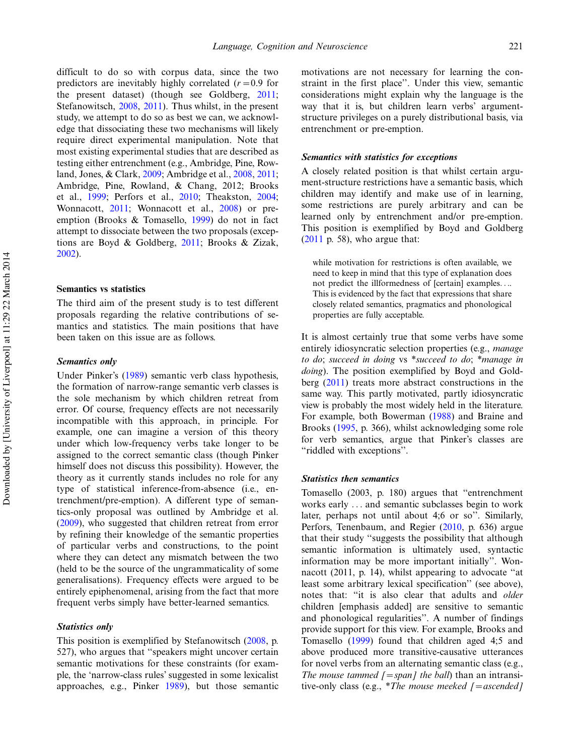difficult to do so with corpus data, since the two predictors are inevitably highly correlated ($r = 0.9$ for the present dataset) (though see Goldberg, 2011; Stefanowitsch, 2008, 2011). Thus whilst, in the present study, we attempt to do so as best we can, we acknowledge that dissociating these two mechanisms will likely require direct experimental manipulation. Note that most existing experimental studies that are described as testing either entrenchment (e.g., Ambridge, Pine, Rowland, Jones, & Clark, 2009; Ambridge et al., 2008, 2011; Ambridge, Pine, Rowland, & Chang, 2012; Brooks et al., 1999; Perfors et al., 2010; Theakston, 2004; Wonnacott, 2011; Wonnacott et al., 2008) or pre-emption (Brooks & Tomasello, 1999) do not in fact attempt to dissociate between the two proposals (exceptions are Boyd & Goldberg, 2011; Brooks & Zizak, 2002).

## Semantics vs statistics

The third aim of the present study is to test different proposals regarding the relative contributions of semantics and statistics. The main positions that have been taken on this issue are as follows.

### Semantics only

Under Pinker's (1989) semantic verb class hypothesis, the formation of narrow-range semantic verb classes is the sole mechanism by which children retreat from error. Of course, frequency effects are not necessarily incompatible with this approach, in principle. For example, one can imagine a version of this theory under which low-frequency verbs take longer to be assigned to the correct semantic class (though Pinker himself does not discuss this possibility). However, the theory as it currently stands includes no role for any type of statistical inference-from-absence (i.e., entrenchment/pre-emption). A different type of semantics-only proposal was outlined by Ambridge et al. (2009), who suggested that children retreat from error by refining their knowledge of the semantic properties of particular verbs and constructions, to the point where they can detect any mismatch between the two (held to be the source of the ungrammaticality of some generalisations). Frequency effects were argued to be entirely epiphenomenal, arising from the fact that more frequent verbs simply have better-learned semantics.

### Statistics only

This position is exemplified by Stefanowitsch (2008, p. 527), who argues that "speakers might uncover certain semantic motivations for these constraints (for example, the 'narrow-class rules' suggested in some lexicalist approaches, e.g., Pinker 1989), but those semantic motivations are not necessary for learning the constraint in the first place". Under this view, semantic considerations might explain why the language is the way that it is, but children learn verbs' argument-structure privileges on a purely distributional basis, via entrenchment or pre-emption.

### Semantics with statistics for exceptions

A closely related position is that whilst certain argument-structure restrictions have a semantic basis, which children may identify and make use of in learning, some restrictions are purely arbitrary and can be learned only by entrenchment and/or pre-emption. This position is exemplified by Boyd and Goldberg (2011 p. 58), who argue that:

> while motivation for restrictions is often available, we need to keep in mind that this type of explanation does not predict the illformedness of [certain] examples.... This is evidenced by the fact that expressions that share closely related semantics, pragmatics and phonological properties are fully acceptable.

It is almost certainly true that some verbs have some entirely idiosyncratic selection properties (e.g., *manage to do*; *succeed in doing* vs *\*succeed to do*; *\*manage in doing*). The position exemplified by Boyd and Goldberg (2011) treats more abstract constructions in the same way. This partly motivated, partly idiosyncratic view is probably the most widely held in the literature. For example, both Bowerman (1988) and Braine and Brooks (1995, p. 366), whilst acknowledging some role for verb semantics, argue that Pinker's classes are "riddled with exceptions".

### Statistics then semantics

Tomasello (2003, p. 180) argues that "entrenchment works early ... and semantic subclasses begin to work later, perhaps not until about 4;6 or so". Similarly, Perfors, Tenenbaum, and Regier (2010, p. 636) argue that their study "suggests the possibility that although semantic information is ultimately used, syntactic information may be more important initially". Wonnacott (2011, p. 14), whilst appearing to advocate "at least some arbitrary lexical specification" (see above), notes that: "it is also clear that adults and *older* children [emphasis added] are sensitive to semantic and phonological regularities". A number of findings provide support for this view. For example, Brooks and Tomasello (1999) found that children aged 4;5 and above produced more transitive-causative utterances for novel verbs from an alternating semantic class (e.g., *The mouse tammed [= span] the ball*) than an intransitive-only class (e.g., *\*The mouse meeked [= ascended]*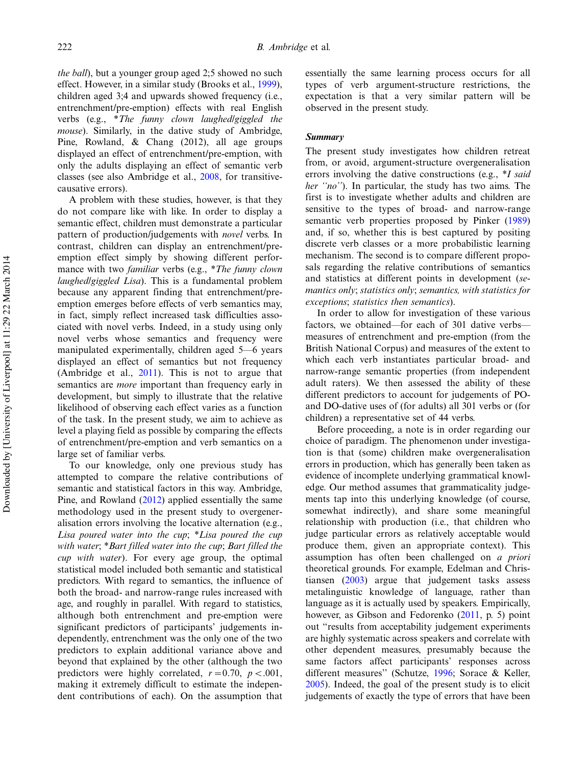*the ball*), but a younger group aged 2;5 showed no such effect. However, in a similar study (Brooks et al., 1999), children aged 3;4 and upwards showed frequency (i.e., entrenchment/pre-emption) effects with real English verbs (e.g., **The funny clown laughed/giggled the mouse*). Similarly, in the dative study of Ambridge, Pine, Rowland, & Chang (2012), all age groups displayed an effect of entrenchment/pre-emption, with only the adults displaying an effect of semantic verb classes (see also Ambridge et al., 2008, for transitive-causative errors).

A problem with these studies, however, is that they do not compare like with like. In order to display a semantic effect, children must demonstrate a particular pattern of production/judgements with *novel* verbs. In contrast, children can display an entrenchment/pre-emption effect simply by showing different performance with two *familiar* verbs (e.g., **The funny clown laughed/giggled Lisa*). This is a fundamental problem because any apparent finding that entrenchment/pre-emption emerges before effects of verb semantics may, in fact, simply reflect increased task difficulties associated with novel verbs. Indeed, in a study using only novel verbs whose semantics and frequency were manipulated experimentally, children aged 5—6 years displayed an effect of semantics but not frequency (Ambridge et al., 2011). This is not to argue that semantics are *more* important than frequency early in development, but simply to illustrate that the relative likelihood of observing each effect varies as a function of the task. In the present study, we aim to achieve as level a playing field as possible by comparing the effects of entrenchment/pre-emption and verb semantics on a large set of familiar verbs.

To our knowledge, only one previous study has attempted to compare the relative contributions of semantic and statistical factors in this way. Ambridge, Pine, and Rowland (2012) applied essentially the same methodology used in the present study to overgeneralisation errors involving the locative alternation (e.g., *Lisa poured water into the cup*; **Lisa poured the cup with water*; **Bart filled water into the cup*; *Bart filled the cup with water*). For every age group, the optimal statistical model included both semantic and statistical predictors. With regard to semantics, the influence of both the broad- and narrow-range rules increased with age, and roughly in parallel. With regard to statistics, although both entrenchment and pre-emption were significant predictors of participants' judgements independently, entrenchment was the only one of the two predictors to explain additional variance above and beyond that explained by the other (although the two predictors were highly correlated, $r = 0.70$, $p < .001$, making it extremely difficult to estimate the independent contributions of each). On the assumption that essentially the same learning process occurs for all types of verb argument-structure restrictions, the expectation is that a very similar pattern will be observed in the present study.

### Summary

The present study investigates how children retreat from, or avoid, argument-structure overgeneralisation errors involving the dative constructions (e.g., **I said her "no"*). In particular, the study has two aims. The first is to investigate whether adults and children are sensitive to the types of broad- and narrow-range semantic verb properties proposed by Pinker (1989) and, if so, whether this is best captured by positing discrete verb classes or a more probabilistic learning mechanism. The second is to compare different proposals regarding the relative contributions of semantics and statistics at different points in development (*semantics only*; *statistics only*; *semantics, with statistics for exceptions*; *statistics then semantics*).

In order to allow for investigation of these various factors, we obtained—for each of 301 dative verbs—measures of entrenchment and pre-emption (from the British National Corpus) and measures of the extent to which each verb instantiates particular broad- and narrow-range semantic properties (from independent adult raters). We then assessed the ability of these different predictors to account for judgements of PO- and DO-dative uses of (for adults) all 301 verbs or (for children) a representative set of 44 verbs.

Before proceeding, a note is in order regarding our choice of paradigm. The phenomenon under investigation is that (some) children make overgeneralisation errors in production, which has generally been taken as evidence of incomplete underlying grammatical knowledge. Our method assumes that grammaticality judgements tap into this underlying knowledge (of course, somewhat indirectly), and share some meaningful relationship with production (i.e., that children who judge particular errors as relatively acceptable would produce them, given an appropriate context). This assumption has often been challenged on *a priori* theoretical grounds. For example, Edelman and Christiansen (2003) argue that judgement tasks assess metalinguistic knowledge of language, rather than language as it is actually used by speakers. Empirically, however, as Gibson and Fedorenko (2011, p. 5) point out "results from acceptability judgement experiments are highly systematic across speakers and correlate with other dependent measures, presumably because the same factors affect participants' responses across different measures" (Schutze, 1996; Sorace & Keller, 2005). Indeed, the goal of the present study is to elicit judgements of exactly the type of errors that have been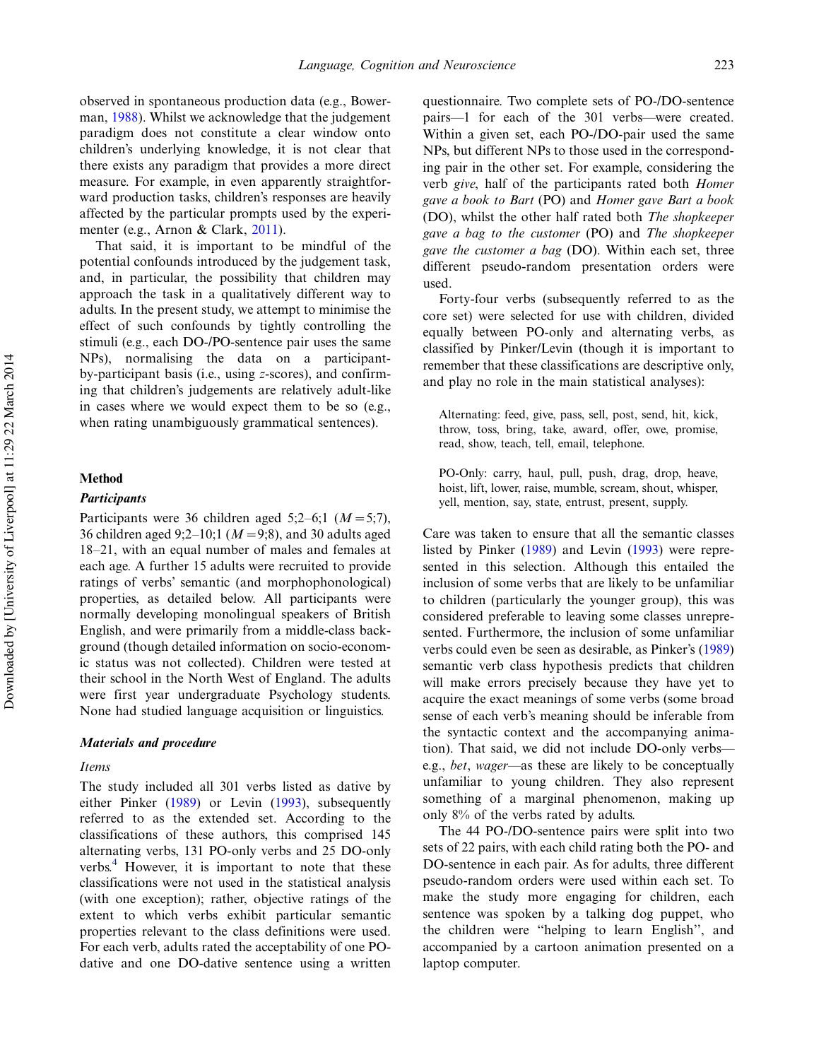observed in spontaneous production data (e.g., Bowerman, 1988). Whilst we acknowledge that the judgement paradigm does not constitute a clear window onto children's underlying knowledge, it is not clear that there exists any paradigm that provides a more direct measure. For example, in even apparently straightforward production tasks, children's responses are heavily affected by the particular prompts used by the experimenter (e.g., Arnon & Clark, 2011).

That said, it is important to be mindful of the potential confounds introduced by the judgement task, and, in particular, the possibility that children may approach the task in a qualitatively different way to adults. In the present study, we attempt to minimise the effect of such confounds by tightly controlling the stimuli (e.g., each DO-/PO-sentence pair uses the same NPs), normalising the data on a participant-by-participant basis (i.e., using *z*-scores), and confirming that children's judgements are relatively adult-like in cases where we would expect them to be so (e.g., when rating unambiguously grammatical sentences).

## Method

### Participants

Participants were 36 children aged 5;2–6;1 ($M = 5;7$), 36 children aged 9;2–10;1 ($M = 9;8$), and 30 adults aged 18–21, with an equal number of males and females at each age. A further 15 adults were recruited to provide ratings of verbs' semantic (and morphophonological) properties, as detailed below. All participants were normally developing monolingual speakers of British English, and were primarily from a middle-class background (though detailed information on socio-economic status was not collected). Children were tested at their school in the North West of England. The adults were first year undergraduate Psychology students. None had studied language acquisition or linguistics.

### Materials and procedure

#### Items

The study included all 301 verbs listed as dative by either Pinker (1989) or Levin (1993), subsequently referred to as the extended set. According to the classifications of these authors, this comprised 145 alternating verbs, 131 PO-only verbs and 25 DO-only verbs.[4] However, it is important to note that these classifications were not used in the statistical analysis (with one exception); rather, objective ratings of the extent to which verbs exhibit particular semantic properties relevant to the class definitions were used. For each verb, adults rated the acceptability of one PO-dative and one DO-dative sentence using a written questionnaire. Two complete sets of PO-/DO-sentence pairs—1 for each of the 301 verbs—were created. Within a given set, each PO-/DO-pair used the same NPs, but different NPs to those used in the corresponding pair in the other set. For example, considering the verb *give*, half of the participants rated both *Homer gave a book to Bart* (PO) and *Homer gave Bart a book* (DO), whilst the other half rated both *The shopkeeper gave a bag to the customer* (PO) and *The shopkeeper gave the customer a bag* (DO). Within each set, three different pseudo-random presentation orders were used.

Forty-four verbs (subsequently referred to as the core set) were selected for use with children, divided equally between PO-only and alternating verbs, as classified by Pinker/Levin (though it is important to remember that these classifications are descriptive only, and play no role in the main statistical analyses):

> Alternating: feed, give, pass, sell, post, send, hit, kick, throw, toss, bring, take, award, offer, owe, promise, read, show, teach, tell, email, telephone.
>
> PO-Only: carry, haul, pull, push, drag, drop, heave, hoist, lift, lower, raise, mumble, scream, shout, whisper, yell, mention, say, state, entrust, present, supply.

Care was taken to ensure that all the semantic classes listed by Pinker (1989) and Levin (1993) were represented in this selection. Although this entailed the inclusion of some verbs that are likely to be unfamiliar to children (particularly the younger group), this was considered preferable to leaving some classes unrepresented. Furthermore, the inclusion of some unfamiliar verbs could even be seen as desirable, as Pinker's (1989) semantic verb class hypothesis predicts that children will make errors precisely because they have yet to acquire the exact meanings of some verbs (some broad sense of each verb's meaning should be inferable from the syntactic context and the accompanying animation). That said, we did not include DO-only verbs—e.g., *bet*, *wager*—as these are likely to be conceptually unfamiliar to young children. They also represent something of a marginal phenomenon, making up only 8% of the verbs rated by adults.

The 44 PO-/DO-sentence pairs were split into two sets of 22 pairs, with each child rating both the PO- and DO-sentence in each pair. As for adults, three different pseudo-random orders were used within each set. To make the study more engaging for children, each sentence was spoken by a talking dog puppet, who the children were "helping to learn English", and accompanied by a cartoon animation presented on a laptop computer.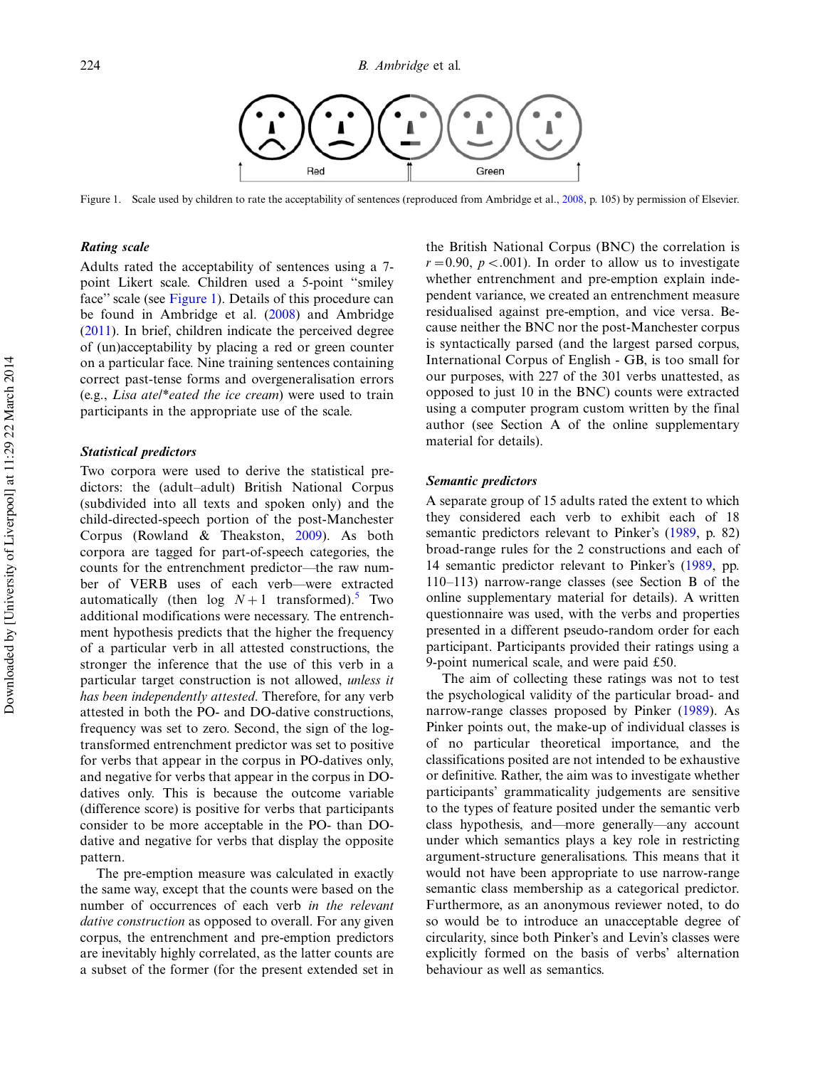Red

Green

Figure 1. Scale used by children to rate the acceptability of sentences (reproduced from Ambridge et al., 2008, p. 105) by permission of Elsevier.

### *Rating scale*

Adults rated the acceptability of sentences using a 7-point Likert scale. Children used a 5-point "smiley face" scale (see Figure 1). Details of this procedure can be found in Ambridge et al. (2008) and Ambridge (2011). In brief, children indicate the perceived degree of (un)acceptability by placing a red or green counter on a particular face. Nine training sentences containing correct past-tense forms and overgeneralisation errors (e.g., *Lisa ate/\*eated the ice cream*) were used to train participants in the appropriate use of the scale.

### *Statistical predictors*

Two corpora were used to derive the statistical predictors: the (adult–adult) British National Corpus (subdivided into all texts and spoken only) and the child-directed-speech portion of the post-Manchester Corpus (Rowland & Theakston, 2009). As both corpora are tagged for part-of-speech categories, the counts for the entrenchment predictor—the raw number of VERB uses of each verb—were extracted automatically (then log $N+1$ transformed).[5] Two additional modifications were necessary. The entrenchment hypothesis predicts that the higher the frequency of a particular verb in all attested constructions, the stronger the inference that the use of this verb in a particular target construction is not allowed, *unless it has been independently attested*. Therefore, for any verb attested in both the PO- and DO-dative constructions, frequency was set to zero. Second, the sign of the log-transformed entrenchment predictor was set to positive for verbs that appear in the corpus in PO-datives only, and negative for verbs that appear in the corpus in DO-datives only. This is because the outcome variable (difference score) is positive for verbs that participants consider to be more acceptable in the PO- than DO-dative and negative for verbs that display the opposite pattern.

The pre-emption measure was calculated in exactly the same way, except that the counts were based on the number of occurrences of each verb *in the relevant dative construction* as opposed to overall. For any given corpus, the entrenchment and pre-emption predictors are inevitably highly correlated, as the latter counts are a subset of the former (for the present extended set in the British National Corpus (BNC) the correlation is $r=0.90$, $p<.001$). In order to allow us to investigate whether entrenchment and pre-emption explain independent variance, we created an entrenchment measure residualised against pre-emption, and vice versa. Because neither the BNC nor the post-Manchester corpus is syntactically parsed (and the largest parsed corpus, International Corpus of English - GB, is too small for our purposes, with 227 of the 301 verbs unattested, as opposed to just 10 in the BNC) counts were extracted using a computer program custom written by the final author (see Section A of the online supplementary material for details).

### *Semantic predictors*

A separate group of 15 adults rated the extent to which they considered each verb to exhibit each of 18 semantic predictors relevant to Pinker's (1989, p. 82) broad-range rules for the 2 constructions and each of 14 semantic predictor relevant to Pinker's (1989, pp. 110–113) narrow-range classes (see Section B of the online supplementary material for details). A written questionnaire was used, with the verbs and properties presented in a different pseudo-random order for each participant. Participants provided their ratings using a 9-point numerical scale, and were paid £50.

The aim of collecting these ratings was not to test the psychological validity of the particular broad- and narrow-range classes proposed by Pinker (1989). As Pinker points out, the make-up of individual classes is of no particular theoretical importance, and the classifications posited are not intended to be exhaustive or definitive. Rather, the aim was to investigate whether participants' grammaticality judgements are sensitive to the types of feature posited under the semantic verb class hypothesis, and—more generally—any account under which semantics plays a key role in restricting argument-structure generalisations. This means that it would not have been appropriate to use narrow-range semantic class membership as a categorical predictor. Furthermore, as an anonymous reviewer noted, to do so would be to introduce an unacceptable degree of circularity, since both Pinker's and Levin's classes were explicitly formed on the basis of verbs' alternation behaviour as well as semantics.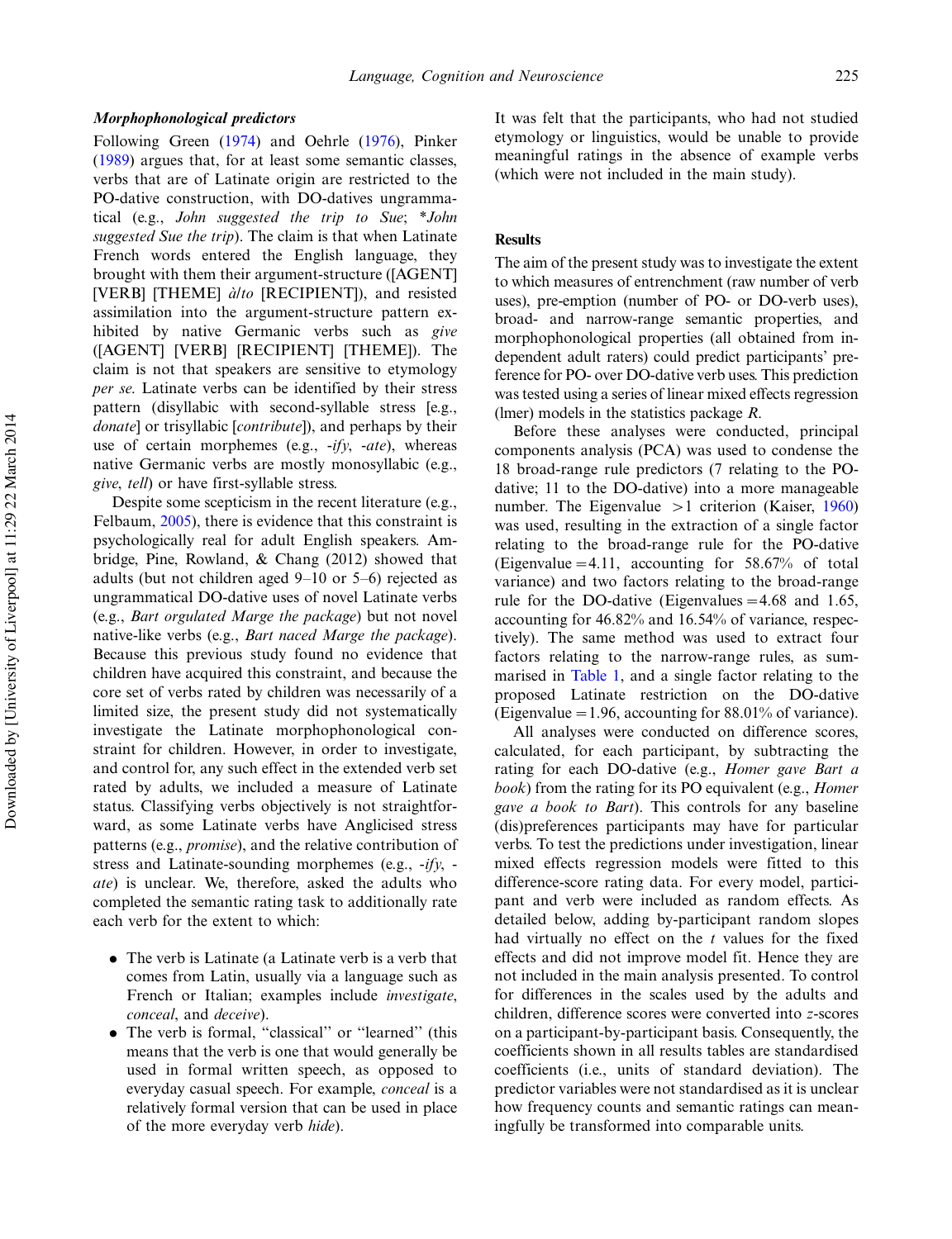### Morphophonological predictors

Following Green (1974) and Oehrle (1976), Pinker (1989) argues that, for at least some semantic classes, verbs that are of Latinate origin are restricted to the PO-dative construction, with DO-datives ungrammatical (e.g., *John suggested the trip to Sue*; *\*John suggested Sue the trip*). The claim is that when Latinate French words entered the English language, they brought with them their argument-structure ([AGENT] [VERB] [THEME] *à*/*to* [RECIPIENT]), and resisted assimilation into the argument-structure pattern exhibited by native Germanic verbs such as *give* ([AGENT] [VERB] [RECIPIENT] [THEME]). The claim is not that speakers are sensitive to etymology *per se*. Latinate verbs can be identified by their stress pattern (disyllabic with second-syllable stress [e.g., *donate*] or trisyllabic [*contribute*]), and perhaps by their use of certain morphemes (e.g., *-ify*, *-ate*), whereas native Germanic verbs are mostly monosyllabic (e.g., *give*, *tell*) or have first-syllable stress.

Despite some scepticism in the recent literature (e.g., Felbaum, 2005), there is evidence that this constraint is psychologically real for adult English speakers. Ambridge, Pine, Rowland, & Chang (2012) showed that adults (but not children aged 9–10 or 5–6) rejected as ungrammatical DO-dative uses of novel Latinate verbs (e.g., *Bart orgulated Marge the package*) but not novel native-like verbs (e.g., *Bart naced Marge the package*). Because this previous study found no evidence that children have acquired this constraint, and because the core set of verbs rated by children was necessarily of a limited size, the present study did not systematically investigate the Latinate morphophonological constraint for children. However, in order to investigate, and control for, any such effect in the extended verb set rated by adults, we included a measure of Latinate status. Classifying verbs objectively is not straightforward, as some Latinate verbs have Anglicised stress patterns (e.g., *promise*), and the relative contribution of stress and Latinate-sounding morphemes (e.g., *-ify*, *-ate*) is unclear. We, therefore, asked the adults who completed the semantic rating task to additionally rate each verb for the extent to which:

- The verb is Latinate (a Latinate verb is a verb that comes from Latin, usually via a language such as French or Italian; examples include *investigate*, *conceal*, and *deceive*).
- The verb is formal, "classical" or "learned" (this means that the verb is one that would generally be used in formal written speech, as opposed to everyday casual speech. For example, *conceal* is a relatively formal version that can be used in place of the more everyday verb *hide*).

It was felt that the participants, who had not studied etymology or linguistics, would be unable to provide meaningful ratings in the absence of example verbs (which were not included in the main study).

## Results

The aim of the present study was to investigate the extent to which measures of entrenchment (raw number of verb uses), pre-emption (number of PO- or DO-verb uses), broad- and narrow-range semantic properties, and morphophonological properties (all obtained from independent adult raters) could predict participants' preference for PO- over DO-dative verb uses. This prediction was tested using a series of linear mixed effects regression (lmer) models in the statistics package *R*.

Before these analyses were conducted, principal components analysis (PCA) was used to condense the 18 broad-range rule predictors (7 relating to the PO-dative; 11 to the DO-dative) into a more manageable number. The Eigenvalue $>1$ criterion (Kaiser, 1960) was used, resulting in the extraction of a single factor relating to the broad-range rule for the PO-dative (Eigenvalue $= 4.11$, accounting for 58.67% of total variance) and two factors relating to the broad-range rule for the DO-dative (Eigenvalues $= 4.68$ and 1.65, accounting for 46.82% and 16.54% of variance, respectively). The same method was used to extract four factors relating to the narrow-range rules, as summarised in Table 1, and a single factor relating to the proposed Latinate restriction on the DO-dative (Eigenvalue $= 1.96$, accounting for 88.01% of variance).

All analyses were conducted on difference scores, calculated, for each participant, by subtracting the rating for each DO-dative (e.g., *Homer gave Bart a book*) from the rating for its PO equivalent (e.g., *Homer gave a book to Bart*). This controls for any baseline (dis)preferences participants may have for particular verbs. To test the predictions under investigation, linear mixed effects regression models were fitted to this difference-score rating data. For every model, participant and verb were included as random effects. As detailed below, adding by-participant random slopes had virtually no effect on the $t$ values for the fixed effects and did not improve model fit. Hence they are not included in the main analysis presented. To control for differences in the scales used by the adults and children, difference scores were converted into $z$-scores on a participant-by-participant basis. Consequently, the coefficients shown in all results tables are standardised coefficients (i.e., units of standard deviation). The predictor variables were not standardised as it is unclear how frequency counts and semantic ratings can meaningfully be transformed into comparable units.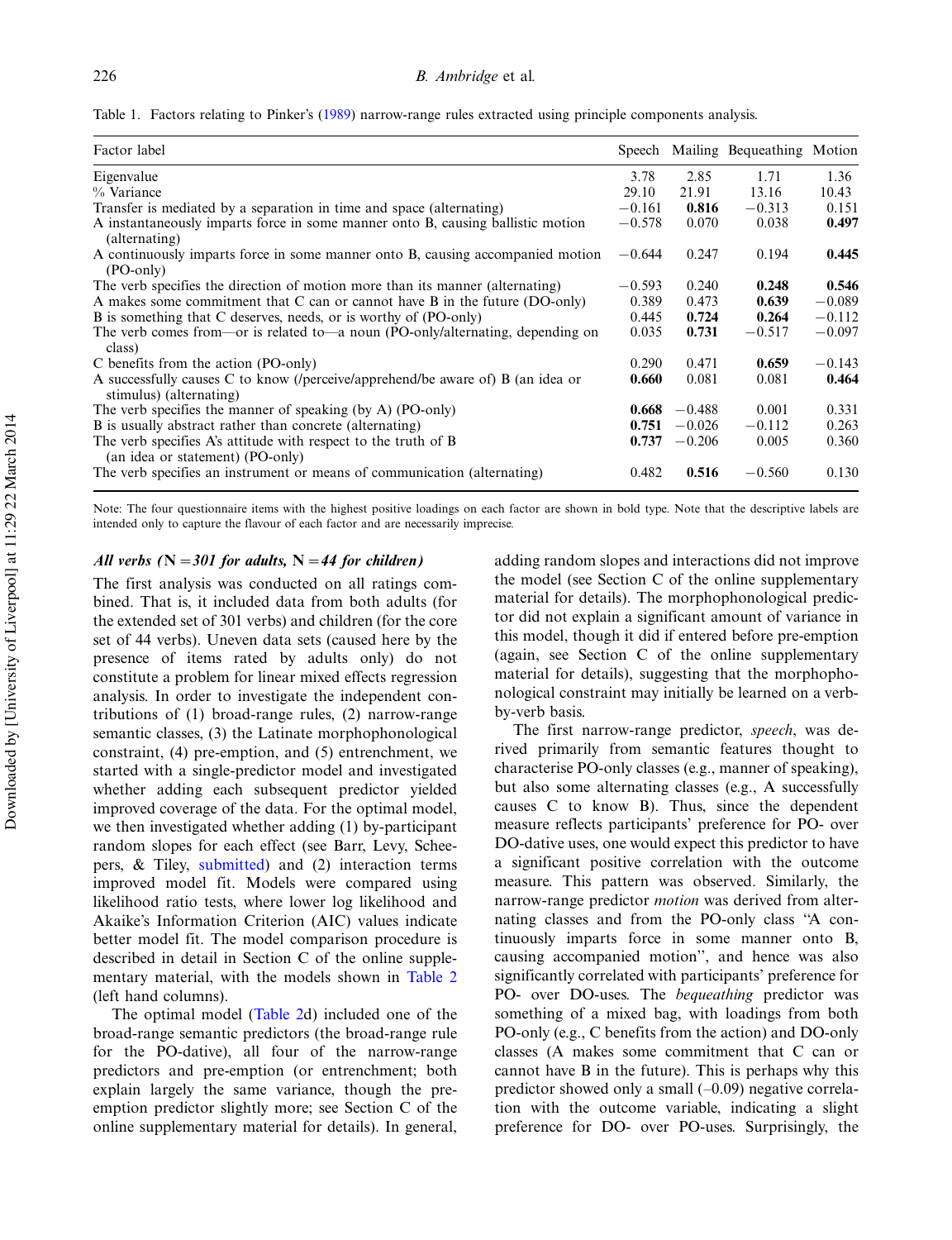Table 1. Factors relating to Pinker's (1989) narrow-range rules extracted using principle components analysis.

| Factor label | Speech | Mailing | Bequeathing | Motion |
|---|---|---|---|---|
| Eigenvalue | 3.78 | 2.85 | 1.71 | 1.36 |
| % Variance | 29.10 | 21.91 | 13.16 | 10.43 |
| Transfer is mediated by a separation in time and space (alternating) | −0.161 | **0.816** | −0.313 | 0.151 |
| A instantaneously imparts force in some manner onto B, causing ballistic motion (alternating) | −0.578 | 0.070 | 0.038 | **0.497** |
| A continuously imparts force in some manner onto B, causing accompanied motion (PO-only) | −0.644 | 0.247 | 0.194 | **0.445** |
| The verb specifies the direction of motion more than its manner (alternating) | −0.593 | 0.240 | **0.248** | **0.546** |
| A makes some commitment that C can or cannot have B in the future (DO-only) | 0.389 | 0.473 | **0.639** | −0.089 |
| B is something that C deserves, needs, or is worthy of (PO-only) | 0.445 | **0.724** | **0.264** | −0.112 |
| The verb comes from—or is related to—a noun (PO-only/alternating, depending on class) | 0.035 | **0.731** | −0.517 | −0.097 |
| C benefits from the action (PO-only) | 0.290 | 0.471 | **0.659** | −0.143 |
| A successfully causes C to know (/perceive/apprehend/be aware of) B (an idea or stimulus) (alternating) | **0.660** | 0.081 | 0.081 | **0.464** |
| The verb specifies the manner of speaking (by A) (PO-only) | **0.668** | −0.488 | 0.001 | 0.331 |
| B is usually abstract rather than concrete (alternating) | **0.751** | −0.026 | −0.112 | 0.263 |
| The verb specifies A's attitude with respect to the truth of B (an idea or statement) (PO-only) | **0.737** | −0.206 | 0.005 | 0.360 |
| The verb specifies an instrument or means of communication (alternating) | 0.482 | **0.516** | −0.560 | 0.130 |

Note: The four questionnaire items with the highest positive loadings on each factor are shown in bold type. Note that the descriptive labels are intended only to capture the flavour of each factor and are necessarily imprecise.

### *All verbs* (N = *301 for adults*, N = *44 for children*)

The first analysis was conducted on all ratings combined. That is, it included data from both adults (for the extended set of 301 verbs) and children (for the core set of 44 verbs). Uneven data sets (caused here by the presence of items rated by adults only) do not constitute a problem for linear mixed effects regression analysis. In order to investigate the independent contributions of (1) broad-range rules, (2) narrow-range semantic classes, (3) the Latinate morphophonological constraint, (4) pre-emption, and (5) entrenchment, we started with a single-predictor model and investigated whether adding each subsequent predictor yielded improved coverage of the data. For the optimal model, we then investigated whether adding (1) by-participant random slopes for each effect (see Barr, Levy, Scheepers, & Tiley, submitted) and (2) interaction terms improved model fit. Models were compared using likelihood ratio tests, where lower log likelihood and Akaike's Information Criterion (AIC) values indicate better model fit. The model comparison procedure is described in detail in Section C of the online supplementary material, with the models shown in Table 2 (left hand columns).

The optimal model (Table 2d) included one of the broad-range semantic predictors (the broad-range rule for the PO-dative), all four of the narrow-range predictors and pre-emption (or entrenchment; both explain largely the same variance, though the pre-emption predictor slightly more; see Section C of the online supplementary material for details). In general, adding random slopes and interactions did not improve the model (see Section C of the online supplementary material for details). The morphophonological predictor did not explain a significant amount of variance in this model, though it did if entered before pre-emption (again, see Section C of the online supplementary material for details), suggesting that the morphophonological constraint may initially be learned on a verb-by-verb basis.

The first narrow-range predictor, *speech*, was derived primarily from semantic features thought to characterise PO-only classes (e.g., manner of speaking), but also some alternating classes (e.g., A successfully causes C to know B). Thus, since the dependent measure reflects participants' preference for PO- over DO-dative uses, one would expect this predictor to have a significant positive correlation with the outcome measure. This pattern was observed. Similarly, the narrow-range predictor *motion* was derived from alternating classes and from the PO-only class "A continuously imparts force in some manner onto B, causing accompanied motion", and hence was also significantly correlated with participants' preference for PO- over DO-uses. The *bequeathing* predictor was something of a mixed bag, with loadings from both PO-only (e.g., C benefits from the action) and DO-only classes (A makes some commitment that C can or cannot have B in the future). This is perhaps why this predictor showed only a small (–0.09) negative correlation with the outcome variable, indicating a slight preference for DO- over PO-uses. Surprisingly, the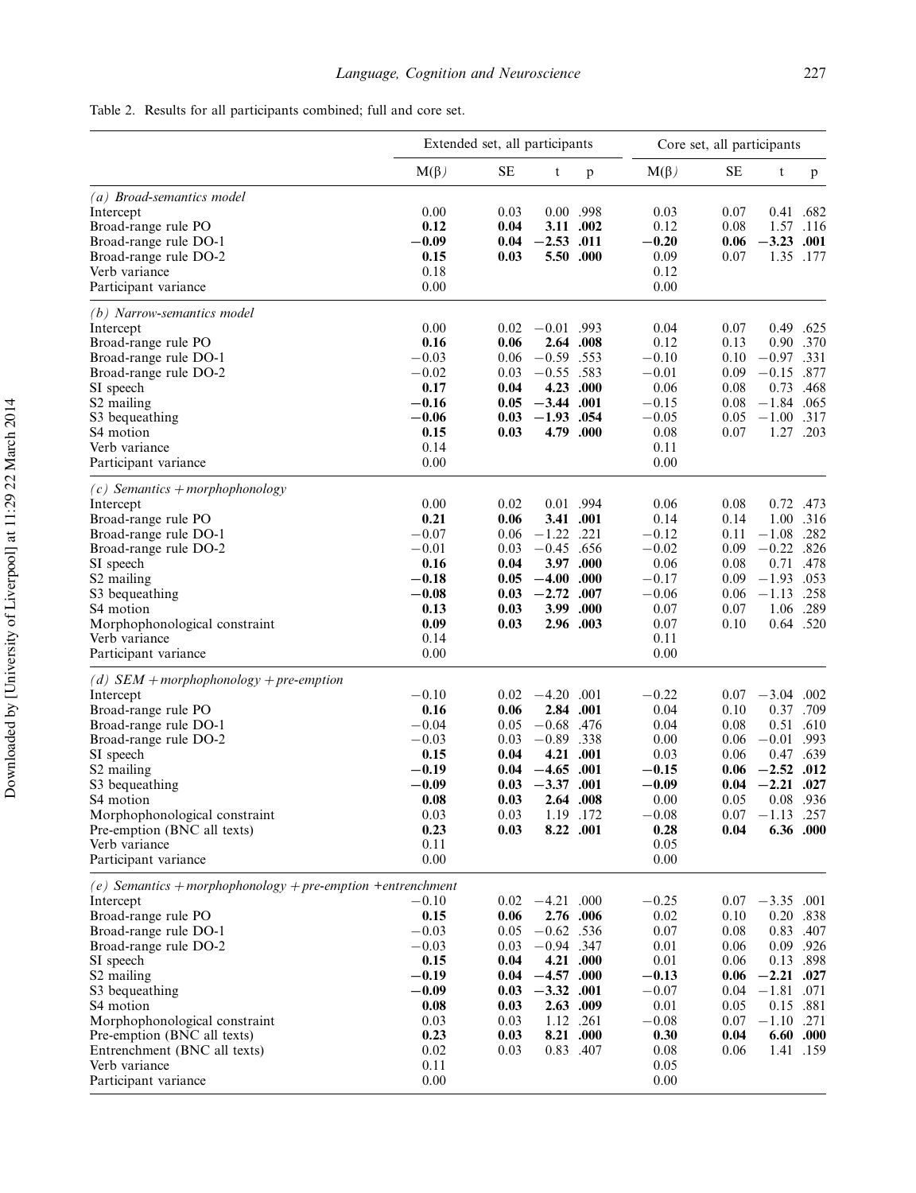Table 2. Results for all participants combined; full and core set.

| | Extended set, all participants | | | | Core set, all participants | | | |
|---|---|---|---|---|---|---|---|---|
| | M(β) | SE | t | p | M(β) | SE | t | p |
| *(a) Broad-semantics model* | | | | | | | | |
| Intercept | 0.00 | 0.03 | 0.00 | .998 | 0.03 | 0.07 | 0.41 | .682 |
| Broad-range rule PO | **0.12** | **0.04** | **3.11** | **.002** | 0.12 | 0.08 | 1.57 | .116 |
| Broad-range rule DO-1 | **−0.09** | **0.04** | **−2.53** | **.011** | **−0.20** | **0.06** | **−3.23** | **.001** |
| Broad-range rule DO-2 | **0.15** | **0.03** | **5.50** | **.000** | 0.09 | 0.07 | 1.35 | .177 |
| Verb variance | 0.18 | | | | 0.12 | | | |
| Participant variance | 0.00 | | | | 0.00 | | | |
| *(b) Narrow-semantics model* | | | | | | | | |
| Intercept | 0.00 | 0.02 | −0.01 | .993 | 0.04 | 0.07 | 0.49 | .625 |
| Broad-range rule PO | **0.16** | **0.06** | **2.64** | **.008** | 0.12 | 0.13 | 0.90 | .370 |
| Broad-range rule DO-1 | −0.03 | 0.06 | −0.59 | .553 | −0.10 | 0.10 | −0.97 | .331 |
| Broad-range rule DO-2 | −0.02 | 0.03 | −0.55 | .583 | −0.01 | 0.09 | −0.15 | .877 |
| SI speech | **0.17** | **0.04** | **4.23** | **.000** | 0.06 | 0.08 | 0.73 | .468 |
| S2 mailing | **−0.16** | **0.05** | **−3.44** | **.001** | −0.15 | 0.08 | −1.84 | .065 |
| S3 bequeathing | **−0.06** | **0.03** | **−1.93** | **.054** | −0.05 | 0.05 | −1.00 | .317 |
| S4 motion | **0.15** | **0.03** | **4.79** | **.000** | 0.08 | 0.07 | 1.27 | .203 |
| Verb variance | 0.14 | | | | 0.11 | | | |
| Participant variance | 0.00 | | | | 0.00 | | | |
| *(c) Semantics + morphophonology* | | | | | | | | |
| Intercept | 0.00 | 0.02 | 0.01 | .994 | 0.06 | 0.08 | 0.72 | .473 |
| Broad-range rule PO | **0.21** | **0.06** | **3.41** | **.001** | 0.14 | 0.14 | 1.00 | .316 |
| Broad-range rule DO-1 | −0.07 | 0.06 | −1.22 | .221 | −0.12 | 0.11 | −1.08 | .282 |
| Broad-range rule DO-2 | −0.01 | 0.03 | −0.45 | .656 | −0.02 | 0.09 | −0.22 | .826 |
| SI speech | **0.16** | **0.04** | **3.97** | **.000** | 0.06 | 0.08 | 0.71 | .478 |
| S2 mailing | **−0.18** | **0.05** | **−4.00** | **.000** | −0.17 | 0.09 | −1.93 | .053 |
| S3 bequeathing | **−0.08** | **0.03** | **−2.72** | **.007** | −0.06 | 0.06 | −1.13 | .258 |
| S4 motion | **0.13** | **0.03** | **3.99** | **.000** | 0.07 | 0.07 | 1.06 | .289 |
| Morphophonological constraint | **0.09** | **0.03** | **2.96** | **.003** | 0.07 | 0.10 | 0.64 | .520 |
| Verb variance | 0.14 | | | | 0.11 | | | |
| Participant variance | 0.00 | | | | 0.00 | | | |
| *(d) SEM + morphophonology + pre-emption* | | | | | | | | |
| Intercept | −0.10 | 0.02 | −4.20 | .001 | −0.22 | 0.07 | −3.04 | .002 |
| Broad-range rule PO | **0.16** | **0.06** | **2.84** | **.001** | 0.04 | 0.10 | 0.37 | .709 |
| Broad-range rule DO-1 | −0.04 | 0.05 | −0.68 | .476 | 0.04 | 0.08 | 0.51 | .610 |
| Broad-range rule DO-2 | −0.03 | 0.03 | −0.89 | .338 | 0.00 | 0.06 | −0.01 | .993 |
| SI speech | **0.15** | **0.04** | **4.21** | **.001** | 0.03 | 0.06 | 0.47 | .639 |
| S2 mailing | **−0.19** | **0.04** | **−4.65** | **.001** | **−0.15** | **0.06** | **−2.52** | **.012** |
| S3 bequeathing | **−0.09** | **0.03** | **−3.37** | **.001** | **−0.09** | **0.04** | **−2.21** | **.027** |
| S4 motion | **0.08** | **0.03** | **2.64** | **.008** | 0.00 | 0.05 | 0.08 | .936 |
| Morphophonological constraint | 0.03 | 0.03 | 1.19 | .172 | −0.08 | 0.07 | −1.13 | .257 |
| Pre-emption (BNC all texts) | **0.23** | **0.03** | **8.22** | **.001** | **0.28** | **0.04** | **6.36** | **.000** |
| Verb variance | 0.11 | | | | 0.05 | | | |
| Participant variance | 0.00 | | | | 0.00 | | | |
| *(e) Semantics + morphophonology + pre-emption + entrenchment* | | | | | | | | |
| Intercept | −0.10 | 0.02 | −4.21 | .000 | −0.25 | 0.07 | −3.35 | .001 |
| Broad-range rule PO | **0.15** | **0.06** | **2.76** | **.006** | 0.02 | 0.10 | 0.20 | .838 |
| Broad-range rule DO-1 | −0.03 | 0.05 | −0.62 | .536 | 0.07 | 0.08 | 0.83 | .407 |
| Broad-range rule DO-2 | −0.03 | 0.03 | −0.94 | .347 | 0.01 | 0.06 | 0.09 | .926 |
| SI speech | **0.15** | **0.04** | **4.21** | **.000** | 0.01 | 0.06 | 0.13 | .898 |
| S2 mailing | **−0.19** | **0.04** | **−4.57** | **.000** | **−0.13** | **0.06** | **−2.21** | **.027** |
| S3 bequeathing | **−0.09** | **0.03** | **−3.32** | **.001** | −0.07 | 0.04 | −1.81 | .071 |
| S4 motion | **0.08** | **0.03** | **2.63** | **.009** | 0.01 | 0.05 | 0.15 | .881 |
| Morphophonological constraint | 0.03 | 0.03 | 1.12 | .261 | −0.08 | 0.07 | −1.10 | .271 |
| Pre-emption (BNC all texts) | **0.23** | **0.03** | **8.21** | **.000** | **0.30** | **0.04** | **6.60** | **.000** |
| Entrenchment (BNC all texts) | 0.02 | 0.03 | 0.83 | .407 | 0.08 | 0.06 | 1.41 | .159 |
| Verb variance | 0.11 | | | | 0.05 | | | |
| Participant variance | 0.00 | | | | 0.00 | | | |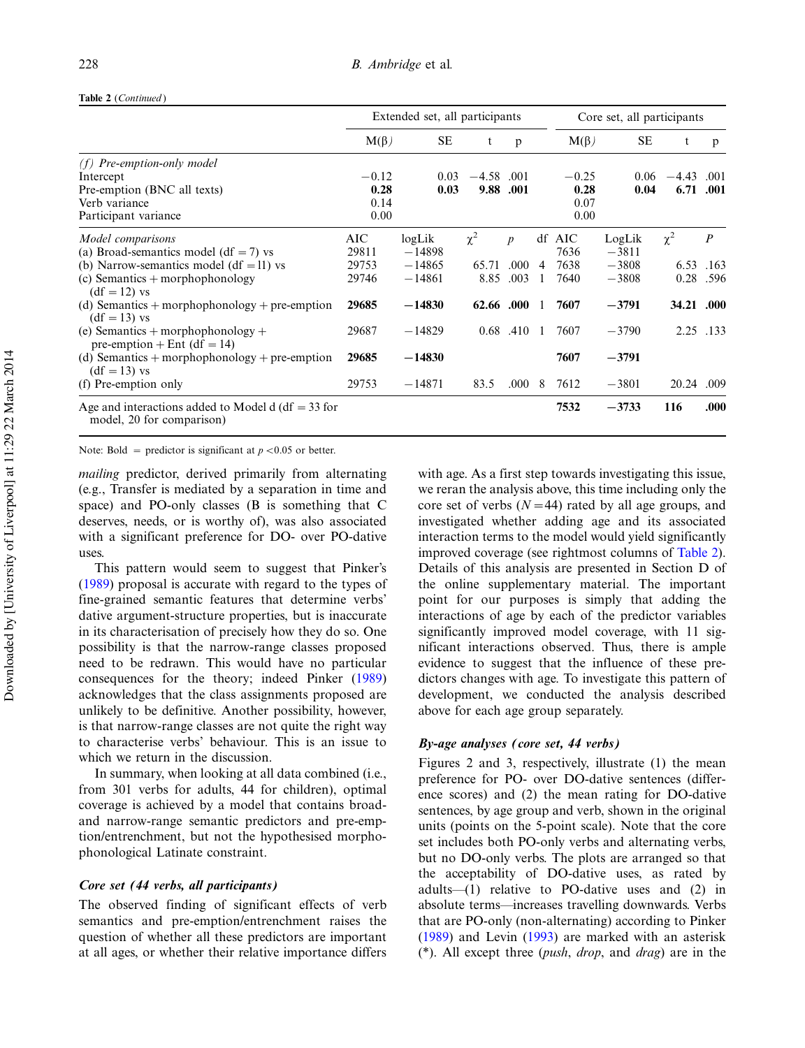**Table 2** (*Continued*)

| | Extended set, all participants | | | | | Core set, all participants | | | |
|---|---|---|---|---|---|---|---|---|---|
| | M(β) | SE | t | p | | M(β) | SE | t | p |
| *(f) Pre-emption-only model* | | | | | | | | | |
| Intercept | −0.12 | 0.03 | −4.58 | .001 | | −0.25 | 0.06 | −4.43 | .001 |
| Pre-emption (BNC all texts) | **0.28** | **0.03** | **9.88** | **.001** | | **0.28** | **0.04** | **6.71** | **.001** |
| Verb variance | 0.14 | | | | | 0.07 | | | |
| Participant variance | 0.00 | | | | | 0.00 | | | |
| *Model comparisons* | AIC | logLik | $\chi^2$ | *p* | df | AIC | LogLik | $\chi^2$ | *P* |
| (a) Broad-semantics model (df = 7) vs | 29811 | −14898 | | | | 7636 | −3811 | | |
| (b) Narrow-semantics model (df = 11) vs | 29753 | −14865 | 65.71 | .000 | 4 | 7638 | −3808 | 6.53 | .163 |
| (c) Semantics + morphophonology (df = 12) vs | 29746 | −14861 | 8.85 | .003 | 1 | 7640 | −3808 | 0.28 | .596 |
| (d) Semantics + morphophonology + pre-emption (df = 13) vs | **29685** | **−14830** | **62.66** | **.000** | 1 | **7607** | **−3791** | **34.21** | **.000** |
| (e) Semantics + morphophonology + pre-emption + Ent (df = 14) | 29687 | −14829 | 0.68 | .410 | 1 | 7607 | −3790 | 2.25 | .133 |
| (d) Semantics + morphophonology + pre-emption (df = 13) vs | **29685** | **−14830** | | | | **7607** | **−3791** | | |
| (f) Pre-emption only | 29753 | −14871 | 83.5 | .000 | 8 | 7612 | −3801 | 20.24 | .009 |
| Age and interactions added to Model d (df = 33 for model, 20 for comparison) | | | | | | **7532** | **−3733** | **116** | **.000** |

Note: Bold = predictor is significant at $p < 0.05$ or better.

*mailing* predictor, derived primarily from alternating (e.g., Transfer is mediated by a separation in time and space) and PO-only classes (B is something that C deserves, needs, or is worthy of), was also associated with a significant preference for DO- over PO-dative uses.

This pattern would seem to suggest that Pinker's (1989) proposal is accurate with regard to the types of fine-grained semantic features that determine verbs' dative argument-structure properties, but is inaccurate in its characterisation of precisely how they do so. One possibility is that the narrow-range classes proposed need to be redrawn. This would have no particular consequences for the theory; indeed Pinker (1989) acknowledges that the class assignments proposed are unlikely to be definitive. Another possibility, however, is that narrow-range classes are not quite the right way to characterise verbs' behaviour. This is an issue to which we return in the discussion.

In summary, when looking at all data combined (i.e., from 301 verbs for adults, 44 for children), optimal coverage is achieved by a model that contains broad- and narrow-range semantic predictors and pre-emption/entrenchment, but not the hypothesised morphophonological Latinate constraint.

### *Core set (44 verbs, all participants)*

The observed finding of significant effects of verb semantics and pre-emption/entrenchment raises the question of whether all these predictors are important at all ages, or whether their relative importance differs with age. As a first step towards investigating this issue, we reran the analysis above, this time including only the core set of verbs ($N = 44$) rated by all age groups, and investigated whether adding age and its associated interaction terms to the model would yield significantly improved coverage (see rightmost columns of Table 2). Details of this analysis are presented in Section D of the online supplementary material. The important point for our purposes is simply that adding the interactions of age by each of the predictor variables significantly improved model coverage, with 11 significant interactions observed. Thus, there is ample evidence to suggest that the influence of these predictors changes with age. To investigate this pattern of development, we conducted the analysis described above for each age group separately.

### *By-age analyses (core set, 44 verbs)*

Figures 2 and 3, respectively, illustrate (1) the mean preference for PO- over DO-dative sentences (difference scores) and (2) the mean rating for DO-dative sentences, by age group and verb, shown in the original units (points on the 5-point scale). Note that the core set includes both PO-only verbs and alternating verbs, but no DO-only verbs. The plots are arranged so that the acceptability of DO-dative uses, as rated by adults—(1) relative to PO-dative uses and (2) in absolute terms—increases travelling downwards. Verbs that are PO-only (non-alternating) according to Pinker (1989) and Levin (1993) are marked with an asterisk (*). All except three (*push*, *drop*, and *drag*) are in the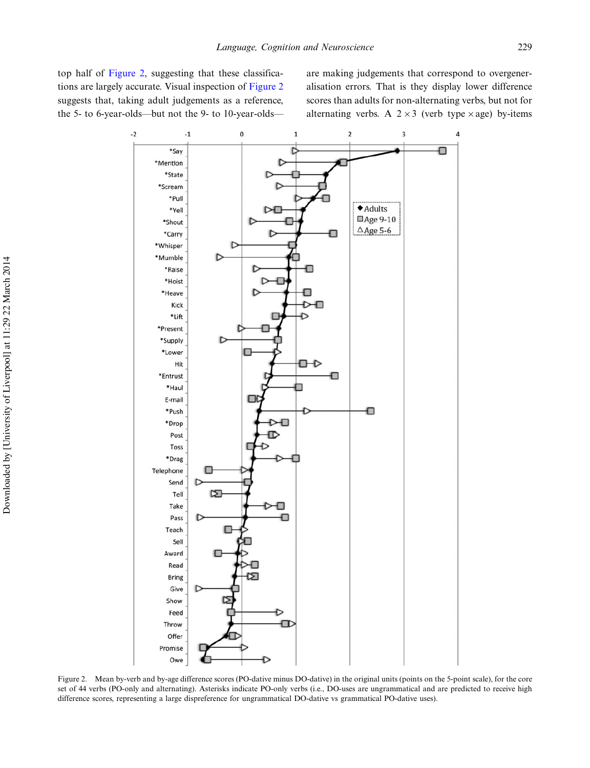top half of Figure 2, suggesting that these classifications are largely accurate. Visual inspection of Figure 2 suggests that, taking adult judgements as a reference, the 5- to 6-year-olds—but not the 9- to 10-year-olds—are making judgements that correspond to overgeneralisation errors. That is they display lower difference scores than adults for non-alternating verbs, but not for alternating verbs. A 2 × 3 (verb type × age) by-items

-2 -1 0 1 2 3 4

*Say
*Mention
*State
*Scream
*Pull
*Yell
*Shout
*Carry
*Whisper
*Mumble
*Raise
*Hoist
*Heave
Kick
*Lift
*Present
*Supply
*Lower
Hit
*Entrust
*Haul
E-mail
*Push
*Drop
Post
Toss
*Drag
Telephone
Send
Tell
Take
Pass
Teach
Sell
Award
Read
Bring
Give
Show
Feed
Throw
Offer
Promise
Owe

Adults
Age 9-10
Age 5-6

Figure 2. Mean by-verb and by-age difference scores (PO-dative minus DO-dative) in the original units (points on the 5-point scale), for the core set of 44 verbs (PO-only and alternating). Asterisks indicate PO-only verbs (i.e., DO-uses are ungrammatical and are predicted to receive high difference scores, representing a large dispreference for ungrammatical DO-dative vs grammatical PO-dative uses).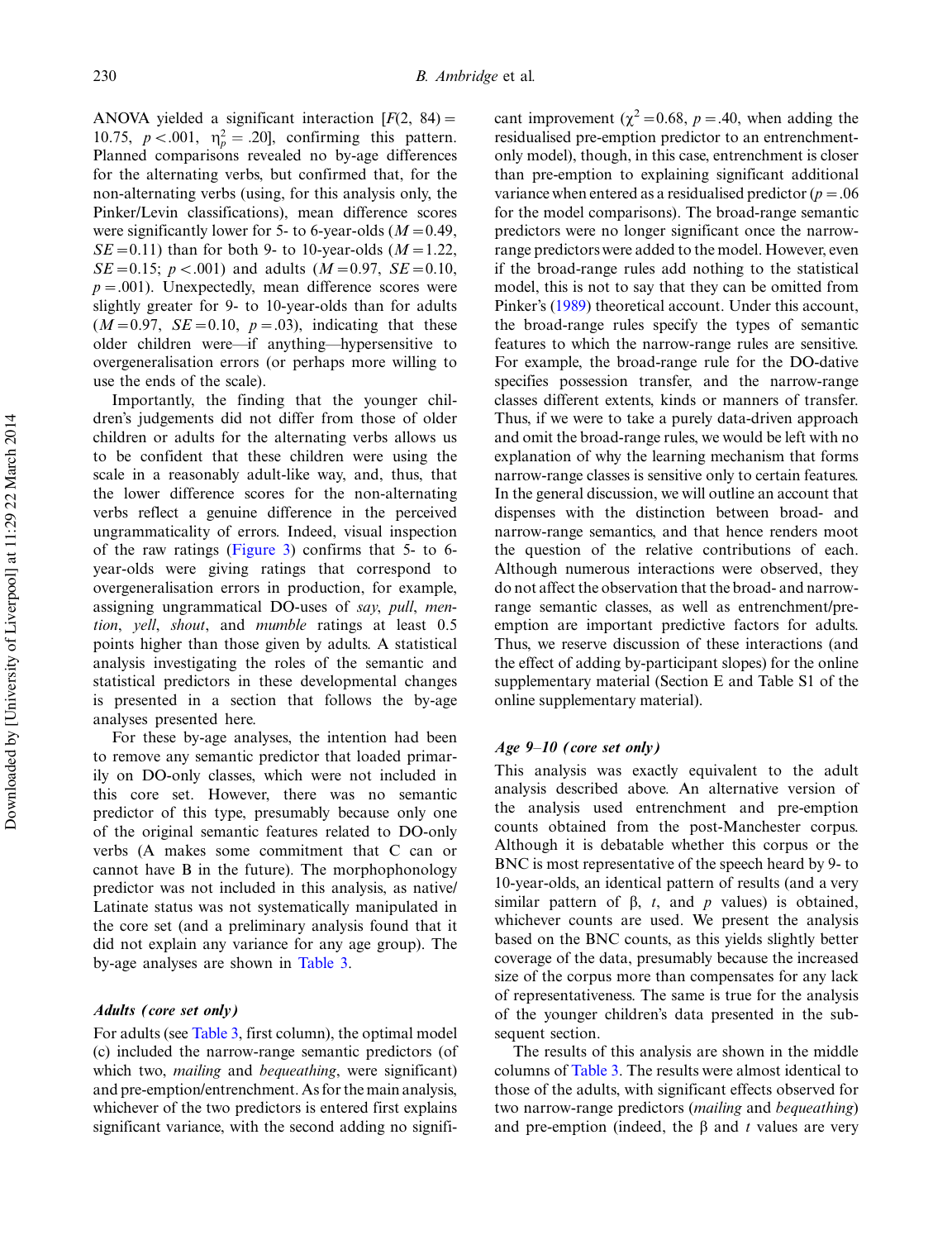ANOVA yielded a significant interaction [$F(2, 84) = 10.75$, $p < .001$, $\eta_p^2 = .20$], confirming this pattern. Planned comparisons revealed no by-age differences for the alternating verbs, but confirmed that, for the non-alternating verbs (using, for this analysis only, the Pinker/Levin classifications), mean difference scores were significantly lower for 5- to 6-year-olds ($M = 0.49$, $SE = 0.11$) than for both 9- to 10-year-olds ($M = 1.22$, $SE = 0.15$; $p < .001$) and adults ($M = 0.97$, $SE = 0.10$, $p = .001$). Unexpectedly, mean difference scores were slightly greater for 9- to 10-year-olds than for adults ($M = 0.97$, $SE = 0.10$, $p = .03$), indicating that these older children were—if anything—hypersensitive to overgeneralisation errors (or perhaps more willing to use the ends of the scale).

Importantly, the finding that the younger children's judgements did not differ from those of older children or adults for the alternating verbs allows us to be confident that these children were using the scale in a reasonably adult-like way, and, thus, that the lower difference scores for the non-alternating verbs reflect a genuine difference in the perceived ungrammaticality of errors. Indeed, visual inspection of the raw ratings (Figure 3) confirms that 5- to 6-year-olds were giving ratings that correspond to overgeneralisation errors in production, for example, assigning ungrammatical DO-uses of *say*, *pull*, *mention*, *yell*, *shout*, and *mumble* ratings at least 0.5 points higher than those given by adults. A statistical analysis investigating the roles of the semantic and statistical predictors in these developmental changes is presented in a section that follows the by-age analyses presented here.

For these by-age analyses, the intention had been to remove any semantic predictor that loaded primarily on DO-only classes, which were not included in this core set. However, there was no semantic predictor of this type, presumably because only one of the original semantic features related to DO-only verbs (A makes some commitment that C can or cannot have B in the future). The morphophonology predictor was not included in this analysis, as native/Latinate status was not systematically manipulated in the core set (and a preliminary analysis found that it did not explain any variance for any age group). The by-age analyses are shown in Table 3.

### Adults (core set only)

For adults (see Table 3, first column), the optimal model (c) included the narrow-range semantic predictors (of which two, *mailing* and *bequeathing*, were significant) and pre-emption/entrenchment. As for the main analysis, whichever of the two predictors is entered first explains significant variance, with the second adding no significant improvement ($\chi^2 = 0.68$, $p = .40$, when adding the residualised pre-emption predictor to an entrenchment-only model), though, in this case, entrenchment is closer than pre-emption to explaining significant additional variance when entered as a residualised predictor ($p = .06$ for the model comparisons). The broad-range semantic predictors were no longer significant once the narrow-range predictors were added to the model. However, even if the broad-range rules add nothing to the statistical model, this is not to say that they can be omitted from Pinker's (1989) theoretical account. Under this account, the broad-range rules specify the types of semantic features to which the narrow-range rules are sensitive. For example, the broad-range rule for the DO-dative specifies possession transfer, and the narrow-range classes different extents, kinds or manners of transfer. Thus, if we were to take a purely data-driven approach and omit the broad-range rules, we would be left with no explanation of why the learning mechanism that forms narrow-range classes is sensitive only to certain features. In the general discussion, we will outline an account that dispenses with the distinction between broad- and narrow-range semantics, and that hence renders moot the question of the relative contributions of each. Although numerous interactions were observed, they do not affect the observation that the broad- and narrow-range semantic classes, as well as entrenchment/pre-emption are important predictive factors for adults. Thus, we reserve discussion of these interactions (and the effect of adding by-participant slopes) for the online supplementary material (Section E and Table S1 of the online supplementary material).

### Age 9–10 (core set only)

This analysis was exactly equivalent to the adult analysis described above. An alternative version of the analysis used entrenchment and pre-emption counts obtained from the post-Manchester corpus. Although it is debatable whether this corpus or the BNC is most representative of the speech heard by 9- to 10-year-olds, an identical pattern of results (and a very similar pattern of $\beta$, $t$, and $p$ values) is obtained, whichever counts are used. We present the analysis based on the BNC counts, as this yields slightly better coverage of the data, presumably because the increased size of the corpus more than compensates for any lack of representativeness. The same is true for the analysis of the younger children's data presented in the subsequent section.

The results of this analysis are shown in the middle columns of Table 3. The results were almost identical to those of the adults, with significant effects observed for two narrow-range predictors (*mailing* and *bequeathing*) and pre-emption (indeed, the $\beta$ and $t$ values are very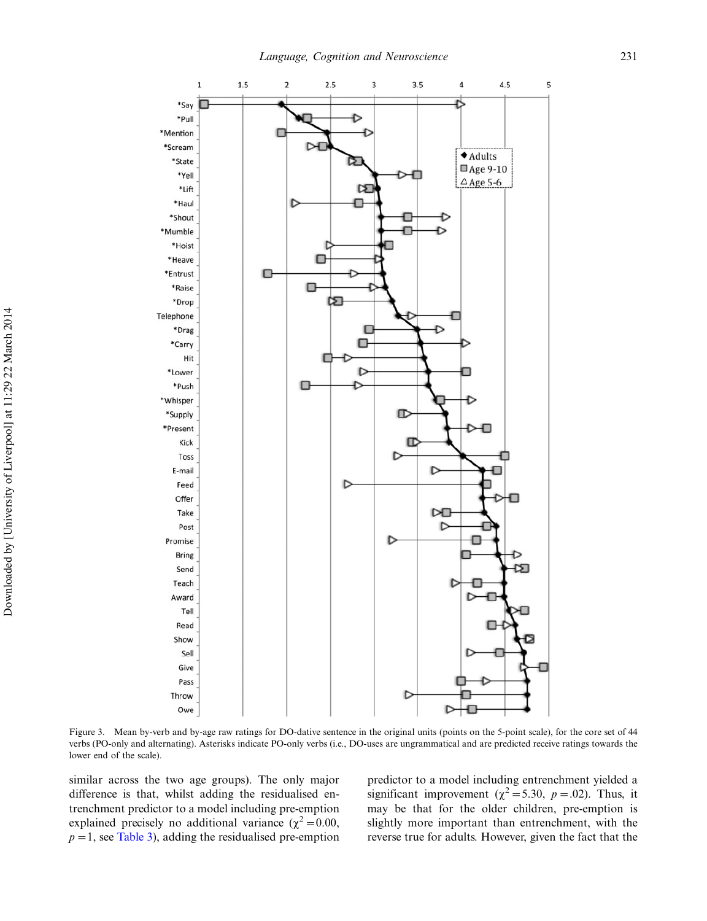1
1.5
2
2.5
3
3.5
4
4.5
5

*Say
*Pull
*Mention
*Scream
*State
*Yell
*Lift
*Haul
*Shout
*Mumble
*Hoist
*Heave
*Entrust
*Raise
*Drop
Telephone
*Drag
*Carry
Hit
*Lower
*Push
*Whisper
*Supply
*Present
Kick
Toss
E-mail
Feed
Offer
Take
Post
Promise
Bring
Send
Teach
Award
Tell
Read
Show
Sell
Give
Pass
Throw
Owe

Adults
Age 9-10
Age 5-6

Figure 3. Mean by-verb and by-age raw ratings for DO-dative sentence in the original units (points on the 5-point scale), for the core set of 44 verbs (PO-only and alternating). Asterisks indicate PO-only verbs (i.e., DO-uses are ungrammatical and are predicted receive ratings towards the lower end of the scale).

similar across the two age groups). The only major difference is that, whilst adding the residualised entrenchment predictor to a model including pre-emption explained precisely no additional variance ($\chi^2 = 0.00$, $p = 1$, see Table 3), adding the residualised pre-emption predictor to a model including entrenchment yielded a significant improvement ($\chi^2 = 5.30$, $p = .02$). Thus, it may be that for the older children, pre-emption is slightly more important than entrenchment, with the reverse true for adults. However, given the fact that the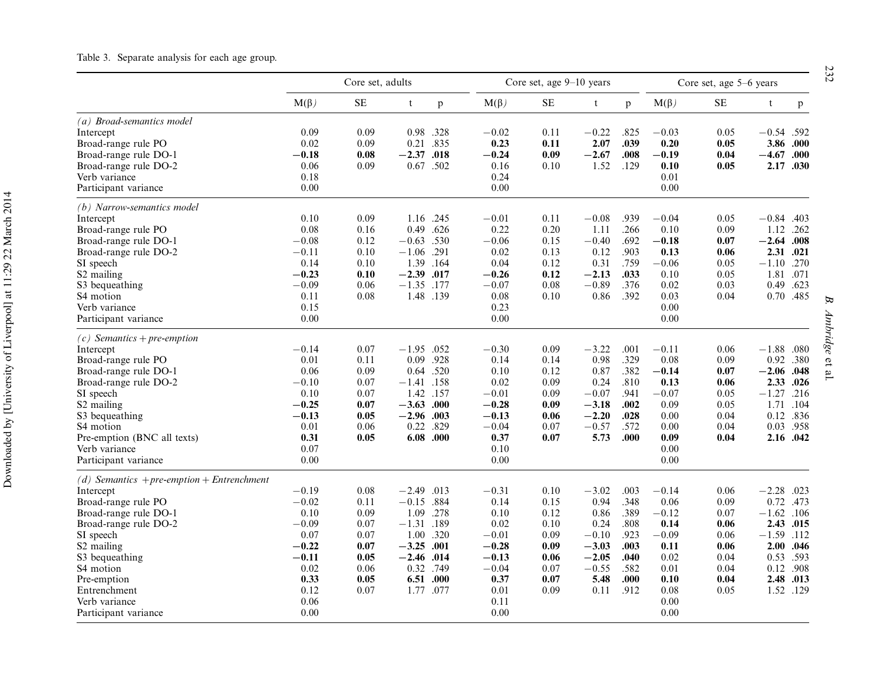Table 3. Separate analysis for each age group.

| | Core set, adults | | | | Core set, age 9–10 years | | | | Core set, age 5–6 years | | | |
|---|---|---|---|---|---|---|---|---|---|---|---|---|
| | M(β) | SE | t | p | M(β) | SE | t | p | M(β) | SE | t | p |
| *(a) Broad-semantics model* | | | | | | | | | | | | |
| Intercept | 0.09 | 0.09 | 0.98 | .328 | −0.02 | 0.11 | −0.22 | .825 | −0.03 | 0.05 | −0.54 | .592 |
| Broad-range rule PO | 0.02 | 0.09 | 0.21 | .835 | **0.23** | **0.11** | **2.07** | **.039** | **0.20** | **0.05** | **3.86** | **.000** |
| Broad-range rule DO-1 | **−0.18** | **0.08** | **−2.37** | **.018** | **−0.24** | **0.09** | **−2.67** | **.008** | **−0.19** | **0.04** | **−4.67** | **.000** |
| Broad-range rule DO-2 | 0.06 | 0.09 | 0.67 | .502 | 0.16 | 0.10 | 1.52 | .129 | **0.10** | **0.05** | **2.17** | **.030** |
| Verb variance | 0.18 | | | | 0.24 | | | | 0.01 | | | |
| Participant variance | 0.00 | | | | 0.00 | | | | 0.00 | | | |
| *(b) Narrow-semantics model* | | | | | | | | | | | | |
| Intercept | 0.10 | 0.09 | 1.16 | .245 | −0.01 | 0.11 | −0.08 | .939 | −0.04 | 0.05 | −0.84 | .403 |
| Broad-range rule PO | 0.08 | 0.16 | 0.49 | .626 | 0.22 | 0.20 | 1.11 | .266 | 0.10 | 0.09 | 1.12 | .262 |
| Broad-range rule DO-1 | −0.08 | 0.12 | −0.63 | .530 | −0.06 | 0.15 | −0.40 | .692 | **−0.18** | **0.07** | **−2.64** | **.008** |
| Broad-range rule DO-2 | −0.11 | 0.10 | −1.06 | .291 | 0.02 | 0.13 | 0.12 | .903 | **0.13** | **0.06** | **2.31** | **.021** |
| SI speech | 0.14 | 0.10 | 1.39 | .164 | 0.04 | 0.12 | 0.31 | .759 | −0.06 | 0.05 | −1.10 | .270 |
| S2 mailing | **−0.23** | **0.10** | **−2.39** | **.017** | **−0.26** | **0.12** | **−2.13** | **.033** | 0.10 | 0.05 | 1.81 | .071 |
| S3 bequeathing | −0.09 | 0.06 | −1.35 | .177 | −0.07 | 0.08 | −0.89 | .376 | 0.02 | 0.03 | 0.49 | .623 |
| S4 motion | 0.11 | 0.08 | 1.48 | .139 | 0.08 | 0.10 | 0.86 | .392 | 0.03 | 0.04 | 0.70 | .485 |
| Verb variance | 0.15 | | | | 0.23 | | | | 0.00 | | | |
| Participant variance | 0.00 | | | | 0.00 | | | | 0.00 | | | |
| *(c) Semantics + pre-emption* | | | | | | | | | | | | |
| Intercept | −0.14 | 0.07 | −1.95 | .052 | −0.30 | 0.09 | −3.22 | .001 | −0.11 | 0.06 | −1.88 | .080 |
| Broad-range rule PO | 0.01 | 0.11 | 0.09 | .928 | 0.14 | 0.14 | 0.98 | .329 | 0.08 | 0.09 | 0.92 | .380 |
| Broad-range rule DO-1 | 0.06 | 0.09 | 0.64 | .520 | 0.10 | 0.12 | 0.87 | .382 | **−0.14** | **0.07** | **−2.06** | **.048** |
| Broad-range rule DO-2 | −0.10 | 0.07 | −1.41 | .158 | 0.02 | 0.09 | 0.24 | .810 | **0.13** | **0.06** | **2.33** | **.026** |
| SI speech | 0.10 | 0.07 | 1.42 | .157 | −0.01 | 0.09 | −0.07 | .941 | −0.07 | 0.05 | −1.27 | .216 |
| S2 mailing | **−0.25** | **0.07** | **−3.63** | **.000** | **−0.28** | **0.09** | **−3.18** | **.002** | 0.09 | 0.05 | 1.71 | .104 |
| S3 bequeathing | **−0.13** | **0.05** | **−2.96** | **.003** | **−0.13** | **0.06** | **−2.20** | **.028** | 0.00 | 0.04 | 0.12 | .836 |
| S4 motion | 0.01 | 0.06 | 0.22 | .829 | −0.04 | 0.07 | −0.57 | .572 | 0.00 | 0.04 | 0.03 | .958 |
| Pre-emption (BNC all texts) | **0.31** | **0.05** | **6.08** | **.000** | **0.37** | **0.07** | **5.73** | **.000** | **0.09** | **0.04** | **2.16** | **.042** |
| Verb variance | 0.07 | | | | 0.10 | | | | 0.00 | | | |
| Participant variance | 0.00 | | | | 0.00 | | | | 0.00 | | | |
| *(d) Semantics + pre-emption + Entrenchment* | | | | | | | | | | | | |
| Intercept | −0.19 | 0.08 | −2.49 | .013 | −0.31 | 0.10 | −3.02 | .003 | −0.14 | 0.06 | −2.28 | .023 |
| Broad-range rule PO | −0.02 | 0.11 | −0.15 | .884 | 0.14 | 0.15 | 0.94 | .348 | 0.06 | 0.09 | 0.72 | .473 |
| Broad-range rule DO-1 | 0.10 | 0.09 | 1.09 | .278 | 0.10 | 0.12 | 0.86 | .389 | −0.12 | 0.07 | −1.62 | .106 |
| Broad-range rule DO-2 | −0.09 | 0.07 | −1.31 | .189 | 0.02 | 0.10 | 0.24 | .808 | **0.14** | **0.06** | **2.43** | **.015** |
| SI speech | 0.07 | 0.07 | 1.00 | .320 | −0.01 | 0.09 | −0.10 | .923 | −0.09 | 0.06 | −1.59 | .112 |
| S2 mailing | **−0.22** | **0.07** | **−3.25** | **.001** | **−0.28** | **0.09** | **−3.03** | **.003** | **0.11** | **0.06** | **2.00** | **.046** |
| S3 bequeathing | **−0.11** | **0.05** | **−2.46** | **.014** | **−0.13** | **0.06** | **−2.05** | **.040** | 0.02 | 0.04 | 0.53 | .593 |
| S4 motion | 0.02 | 0.06 | 0.32 | .749 | −0.04 | 0.07 | −0.55 | .582 | 0.01 | 0.04 | 0.12 | .908 |
| Pre-emption | **0.33** | **0.05** | **6.51** | **.000** | **0.37** | **0.07** | **5.48** | **.000** | **0.10** | **0.04** | **2.48** | **.013** |
| Entrenchment | 0.12 | 0.07 | 1.77 | .077 | 0.01 | 0.09 | 0.11 | .912 | 0.08 | 0.05 | 1.52 | .129 |
| Verb variance | 0.06 | | | | 0.11 | | | | 0.00 | | | |
| Participant variance | 0.00 | | | | 0.00 | | | | 0.00 | | | |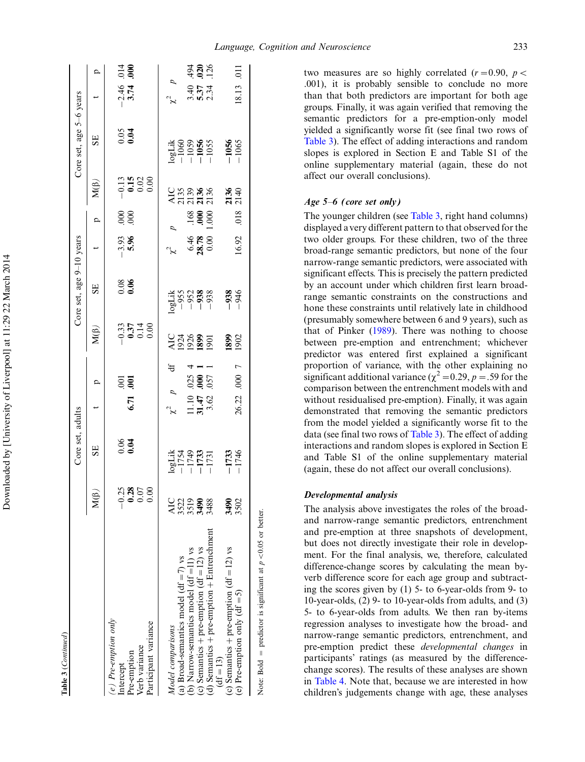**Table 3** (*Continued*)

| | Core set, adults | | | | | Core set, age 9–10 years | | | | Core set, age 5–6 years | | | |
|---|---|---|---|---|---|---|---|---|---|---|---|---|---|
| | M(β) | SE | t | p | | M(β) | SE | t | p | M(β) | SE | t | p |
| *(e) Pre-emption only* | | | | | | | | | | | | | |
| Intercept | −0.25 | 0.06 | | .001 | | −0.33 | 0.08 | −3.93 | .000 | −0.13 | 0.05 | −2.46 | .014 |
| Pre-emption | **0.28** | **0.04** | **6.71** | **.001** | | **0.37** | **0.06** | **5.96** | .000 | **0.15** | **0.04** | **3.74** | **.000** |
| Verb variance | 0.07 | | | | | 0.14 | | | | 0.02 | | | |
| Participant variance | 0.00 | | | | | 0.00 | | | | 0.00 | | | |
| *Model comparisons* | AIC | logLik | $\chi^2$ | $p$ | df | AIC | logLik | $\chi^2$ | $p$ | AIC | logLik | $\chi^2$ | $p$ |
| (a) Broad-semantics model (df = 7) vs | 3522 | −1754 | | | | 1924 | −955 | | | 2135 | −1060 | | |
| (b) Narrow-semantics model (df = 11) vs | 3519 | −1749 | 11.10 | .025 | 4 | 1926 | −952 | 6.46 | .168 | 2139 | −1059 | 3.40 | .494 |
| (c) Semantics + pre-emption (df = 12) vs | **3490** | **−1733** | **31.47** | **.000** | **1** | **1899** | **−938** | **28.78** | **.000** | **2136** | **−1056** | **5.37** | **.020** |
| (d) Semantics + pre-emption + Entrenchment (df = 13) | 3488 | −1731 | 3.62 | .057 | 1 | 1901 | −938 | 0.00 | 1.000 | 2136 | −1055 | 2.34 | .126 |
| (c) Semantics + pre-emption (df = 12) vs | **3490** | **−1733** | | | | **1899** | **−938** | | | **2136** | **−1056** | | |
| (e) Pre-emption only (df = 5) | 3502 | −1746 | 26.22 | .000 | 7 | 1902 | −946 | 16.92 | .018 | 2140 | −1065 | 18.13 | .011 |

Note: Bold = predictor is significant at $p$ <0.05 or better.

two measures are so highly correlated ($r$ = 0.90, $p$ < .001), it is probably sensible to conclude no more than that both predictors are important for both age groups. Finally, it was again verified that removing the semantic predictors for a pre-emption-only model yielded a significantly worse fit (see final two rows of Table 3). The effect of adding interactions and random slopes is explored in Section E and Table S1 of the online supplementary material (again, these do not affect our overall conclusions).

### *Age 5–6 (core set only)*

The younger children (see Table 3, right hand columns) displayed a very different pattern to that observed for the two older groups. For these children, two of the three broad-range semantic predictors, but none of the four narrow-range semantic predictors, were associated with significant effects. This is precisely the pattern predicted by an account under which children first learn broad-range semantic constraints on the constructions and hone these constraints until relatively late in childhood (presumably somewhere between 6 and 9 years), such as that of Pinker (1989). There was nothing to choose between pre-emption and entrenchment; whichever predictor was entered first explained a significant proportion of variance, with the other explaining no significant additional variance ($\chi^2$ = 0.29, $p$ = .59 for the comparison between the entrenchment models with and without residualised pre-emption). Finally, it was again demonstrated that removing the semantic predictors from the model yielded a significantly worse fit to the data (see final two rows of Table 3). The effect of adding interactions and random slopes is explored in Section E and Table S1 of the online supplementary material (again, these do not affect our overall conclusions).

### *Developmental analysis*

The analysis above investigates the roles of the broad- and narrow-range semantic predictors, entrenchment and pre-emption at three snapshots of development, but does not directly investigate their role in development. For the final analysis, we, therefore, calculated difference-change scores by calculating the mean by-verb difference score for each age group and subtracting the scores given by (1) 5- to 6-year-olds from 9- to 10-year-olds, (2) 9- to 10-year-olds from adults, and (3) 5- to 6-year-olds from adults. We then ran by-items regression analyses to investigate how the broad- and narrow-range semantic predictors, entrenchment, and pre-emption predict these *developmental changes* in participants' ratings (as measured by the difference-change scores). The results of these analyses are shown in Table 4. Note that, because we are interested in how children's judgements change with age, these analyses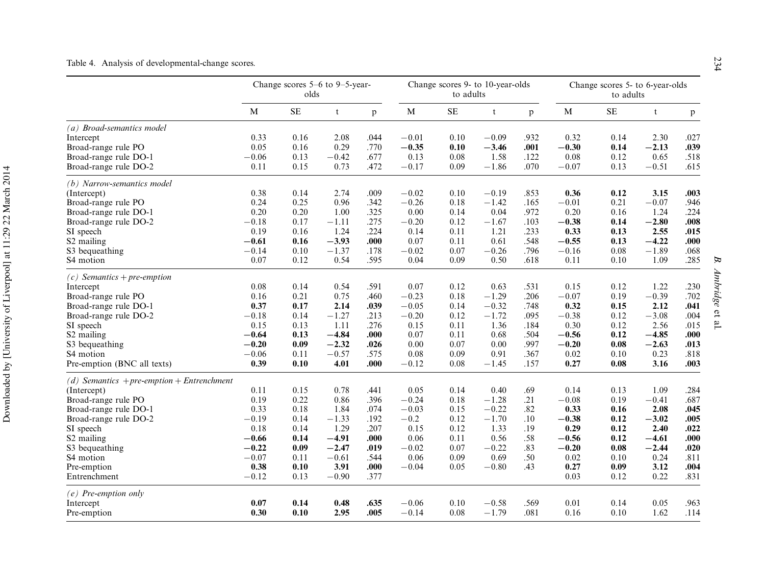Table 4. Analysis of developmental-change scores.

| | Change scores 5–6 to 9–5-year-olds | | | | Change scores 9- to 10-year-olds to adults | | | | Change scores 5- to 6-year-olds to adults | | | |
|---|---|---|---|---|---|---|---|---|---|---|---|---|
| | M | SE | t | p | M | SE | t | p | M | SE | t | p |
| *(a) Broad-semantics model* | | | | | | | | | | | | |
| Intercept | 0.33 | 0.16 | 2.08 | .044 | −0.01 | 0.10 | −0.09 | .932 | 0.32 | 0.14 | 2.30 | .027 |
| Broad-range rule PO | 0.05 | 0.16 | 0.29 | .770 | **−0.35** | **0.10** | **−3.46** | **.001** | **−0.30** | **0.14** | **−2.13** | **.039** |
| Broad-range rule DO-1 | −0.06 | 0.13 | −0.42 | .677 | 0.13 | 0.08 | 1.58 | .122 | 0.08 | 0.12 | 0.65 | .518 |
| Broad-range rule DO-2 | 0.11 | 0.15 | 0.73 | .472 | −0.17 | 0.09 | −1.86 | .070 | −0.07 | 0.13 | −0.51 | .615 |
| *(b) Narrow-semantics model* | | | | | | | | | | | | |
| (Intercept) | 0.38 | 0.14 | 2.74 | .009 | −0.02 | 0.10 | −0.19 | .853 | **0.36** | **0.12** | **3.15** | **.003** |
| Broad-range rule PO | 0.24 | 0.25 | 0.96 | .342 | −0.26 | 0.18 | −1.42 | .165 | −0.01 | 0.21 | −0.07 | .946 |
| Broad-range rule DO-1 | 0.20 | 0.20 | 1.00 | .325 | 0.00 | 0.14 | 0.04 | .972 | 0.20 | 0.16 | 1.24 | .224 |
| Broad-range rule DO-2 | −0.18 | 0.17 | −1.11 | .275 | −0.20 | 0.12 | −1.67 | .103 | **−0.38** | **0.14** | **−2.80** | **.008** |
| SI speech | 0.19 | 0.16 | 1.24 | .224 | 0.14 | 0.11 | 1.21 | .233 | **0.33** | **0.13** | **2.55** | **.015** |
| S2 mailing | **−0.61** | **0.16** | **−3.93** | **.000** | 0.07 | 0.11 | 0.61 | .548 | **−0.55** | **0.13** | **−4.22** | **.000** |
| S3 bequeathing | −0.14 | 0.10 | −1.37 | .178 | −0.02 | 0.07 | −0.26 | .796 | −0.16 | 0.08 | −1.89 | .068 |
| S4 motion | 0.07 | 0.12 | 0.54 | .595 | 0.04 | 0.09 | 0.50 | .618 | 0.11 | 0.10 | 1.09 | .285 |
| *(c) Semantics + pre-emption* | | | | | | | | | | | | |
| Intercept | 0.08 | 0.14 | 0.54 | .591 | 0.07 | 0.12 | 0.63 | .531 | 0.15 | 0.12 | 1.22 | .230 |
| Broad-range rule PO | 0.16 | 0.21 | 0.75 | .460 | −0.23 | 0.18 | −1.29 | .206 | −0.07 | 0.19 | −0.39 | .702 |
| Broad-range rule DO-1 | **0.37** | **0.17** | **2.14** | **.039** | −0.05 | 0.14 | −0.32 | .748 | **0.32** | **0.15** | **2.12** | **.041** |
| Broad-range rule DO-2 | −0.18 | 0.14 | −1.27 | .213 | −0.20 | 0.12 | −1.72 | .095 | −0.38 | 0.12 | −3.08 | .004 |
| SI speech | 0.15 | 0.13 | 1.11 | .276 | 0.15 | 0.11 | 1.36 | .184 | 0.30 | 0.12 | 2.56 | .015 |
| S2 mailing | **−0.64** | **0.13** | **−4.84** | **.000** | 0.07 | 0.11 | 0.68 | .504 | **−0.56** | **0.12** | **−4.85** | **.000** |
| S3 bequeathing | **−0.20** | **0.09** | **−2.32** | **.026** | 0.00 | 0.07 | 0.00 | .997 | **−0.20** | **0.08** | **−2.63** | **.013** |
| S4 motion | −0.06 | 0.11 | −0.57 | .575 | 0.08 | 0.09 | 0.91 | .367 | 0.02 | 0.10 | 0.23 | .818 |
| Pre-emption (BNC all texts) | **0.39** | **0.10** | **4.01** | **.000** | −0.12 | 0.08 | −1.45 | .157 | **0.27** | **0.08** | **3.16** | **.003** |
| *(d) Semantics + pre-emption + Entrenchment* | | | | | | | | | | | | |
| (Intercept) | 0.11 | 0.15 | 0.78 | .441 | 0.05 | 0.14 | 0.40 | .69 | 0.14 | 0.13 | 1.09 | .284 |
| Broad-range rule PO | 0.19 | 0.22 | 0.86 | .396 | −0.24 | 0.18 | −1.28 | .21 | −0.08 | 0.19 | −0.41 | .687 |
| Broad-range rule DO-1 | 0.33 | 0.18 | 1.84 | .074 | −0.03 | 0.15 | −0.22 | .82 | **0.33** | **0.16** | **2.08** | **.045** |
| Broad-range rule DO-2 | −0.19 | 0.14 | −1.33 | .192 | −0.2 | 0.12 | −1.70 | .10 | **−0.38** | **0.12** | **−3.02** | **.005** |
| SI speech | 0.18 | 0.14 | 1.29 | .207 | 0.15 | 0.12 | 1.33 | .19 | **0.29** | **0.12** | **2.40** | **.022** |
| S2 mailing | **−0.66** | **0.14** | **−4.91** | **.000** | 0.06 | 0.11 | 0.56 | .58 | **−0.56** | **0.12** | **−4.61** | **.000** |
| S3 bequeathing | **−0.22** | **0.09** | **−2.47** | **.019** | −0.02 | 0.07 | −0.22 | .83 | **−0.20** | **0.08** | **−2.44** | **.020** |
| S4 motion | −0.07 | 0.11 | −0.61 | .544 | 0.06 | 0.09 | 0.69 | .50 | 0.02 | 0.10 | 0.24 | .811 |
| Pre-emption | **0.38** | **0.10** | **3.91** | **.000** | −0.04 | 0.05 | −0.80 | .43 | **0.27** | **0.09** | **3.12** | **.004** |
| Entrenchment | −0.12 | 0.13 | −0.90 | .377 | | | | | 0.03 | 0.12 | 0.22 | .831 |
| *(e) Pre-emption only* | | | | | | | | | | | | |
| Intercept | **0.07** | **0.14** | **0.48** | **.635** | −0.06 | 0.10 | −0.58 | .569 | 0.01 | 0.14 | 0.05 | .963 |
| Pre-emption | **0.30** | **0.10** | **2.95** | **.005** | −0.14 | 0.08 | −1.79 | .081 | 0.16 | 0.10 | 1.62 | .114 |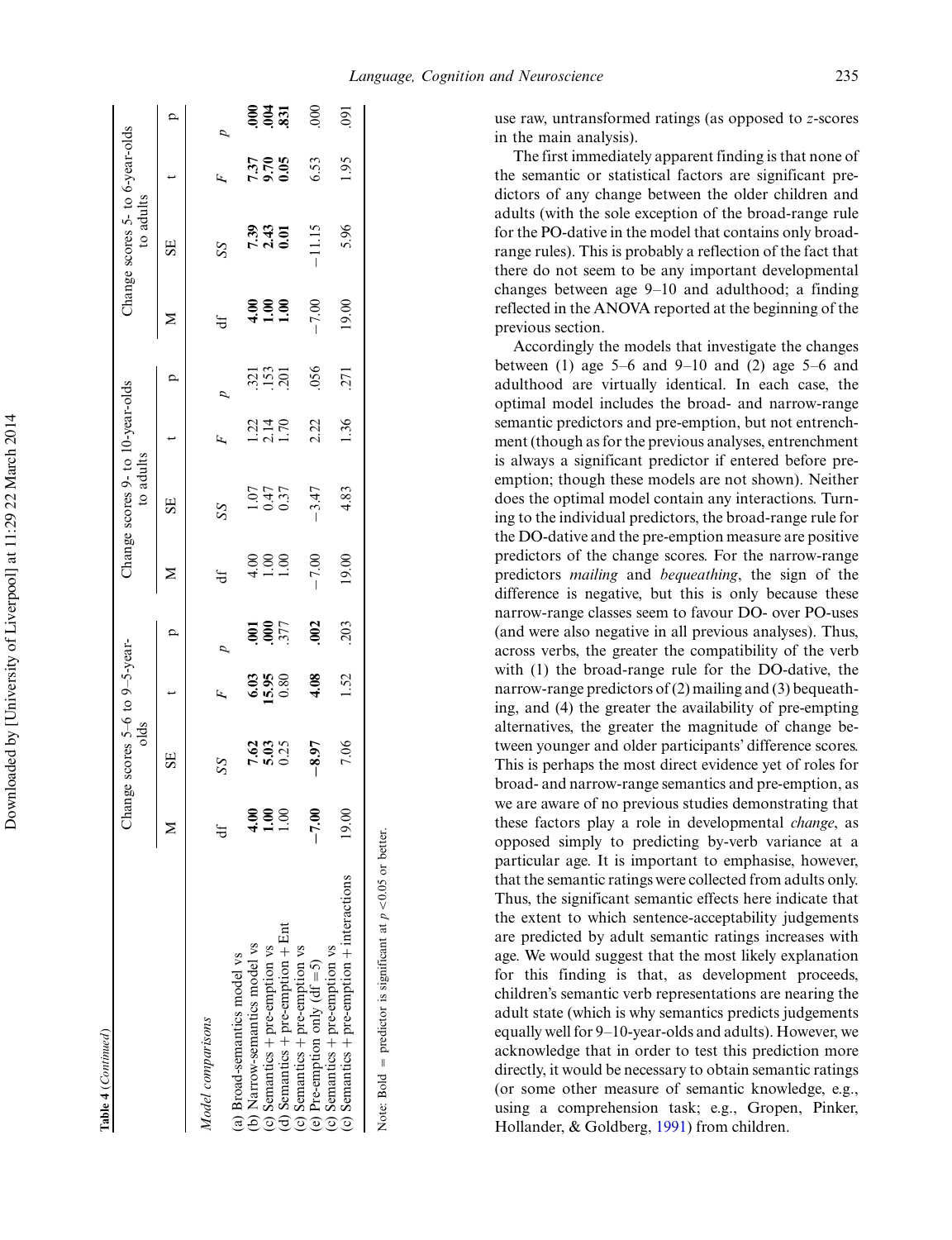**Table 4** (*Continued*)

| | Change scores 5–6 to 9–5-year-olds | | | | Change scores 9- to 10-year-olds to adults | | | | Change scores 5- to 6-year-olds to adults | | | |
|---|---|---|---|---|---|---|---|---|---|---|---|---|
| | M | SE | t | p | M | SE | t | p | M | SE | t | p |
| *Model comparisons* | df | *SS* | *F* | *p* | df | *SS* | *F* | *p* | df | *SS* | *F* | *p* |
| (a) Broad-semantics model vs | | | | | | | | | | | | |
| (b) Narrow-semantics model vs | **4.00** | **7.62** | **6.03** | **.001** | 4.00 | 1.07 | 1.22 | .321 | **4.00** | **7.39** | **7.37** | **.000** |
| (c) Semantics + pre-emption vs | **1.00** | **5.03** | **15.95** | **.000** | 1.00 | 0.47 | 2.14 | .153 | **1.00** | **2.43** | **9.70** | **.004** |
| (d) Semantics + pre-emption + Ent | 1.00 | 0.25 | 0.80 | .377 | 1.00 | 0.37 | 1.70 | .201 | **1.00** | **0.01** | **0.05** | **.831** |
| (c) Semantics + pre-emption vs | | | | | | | | | | | | |
| (e) Pre-emption only (df = 5) | **−7.00** | **−8.97** | **4.08** | **.002** | −7.00 | −3.47 | 2.22 | .056 | −7.00 | −11.15 | 6.53 | .000 |
| (c) Semantics + pre-emption vs | | | | | | | | | | | | |
| (c) Semantics + pre-emption + interactions | 19.00 | 7.06 | 1.52 | .203 | 19.00 | 4.83 | 1.36 | .271 | 19.00 | 5.96 | 1.95 | .091 |

Note: Bold = predictor is significant at $p < 0.05$ or better.

use raw, untransformed ratings (as opposed to *z*-scores in the main analysis).

The first immediately apparent finding is that none of the semantic or statistical factors are significant predictors of any change between the older children and adults (with the sole exception of the broad-range rule for the PO-dative in the model that contains only broad-range rules). This is probably a reflection of the fact that there do not seem to be any important developmental changes between age 9–10 and adulthood; a finding reflected in the ANOVA reported at the beginning of the previous section.

Accordingly the models that investigate the changes between (1) age 5–6 and 9–10 and (2) age 5–6 and adulthood are virtually identical. In each case, the optimal model includes the broad- and narrow-range semantic predictors and pre-emption, but not entrenchment (though as for the previous analyses, entrenchment is always a significant predictor if entered before pre-emption; though these models are not shown). Neither does the optimal model contain any interactions. Turning to the individual predictors, the broad-range rule for the DO-dative and the pre-emption measure are positive predictors of the change scores. For the narrow-range predictors *mailing* and *bequeathing*, the sign of the difference is negative, but this is only because these narrow-range classes seem to favour DO- over PO-uses (and were also negative in all previous analyses). Thus, across verbs, the greater the compatibility of the verb with (1) the broad-range rule for the DO-dative, the narrow-range predictors of (2) mailing and (3) bequeathing, and (4) the greater the availability of pre-empting alternatives, the greater the magnitude of change between younger and older participants' difference scores. This is perhaps the most direct evidence yet of roles for broad- and narrow-range semantics and pre-emption, as we are aware of no previous studies demonstrating that these factors play a role in developmental *change*, as opposed simply to predicting by-verb variance at a particular age. It is important to emphasise, however, that the semantic ratings were collected from adults only. Thus, the significant semantic effects here indicate that the extent to which sentence-acceptability judgements are predicted by adult semantic ratings increases with age. We would suggest that the most likely explanation for this finding is that, as development proceeds, children's semantic verb representations are nearing the adult state (which is why semantics predicts judgements equally well for 9–10-year-olds and adults). However, we acknowledge that in order to test this prediction more directly, it would be necessary to obtain semantic ratings (or some other measure of semantic knowledge, e.g., using a comprehension task; e.g., Gropen, Pinker, Hollander, & Goldberg, 1991) from children.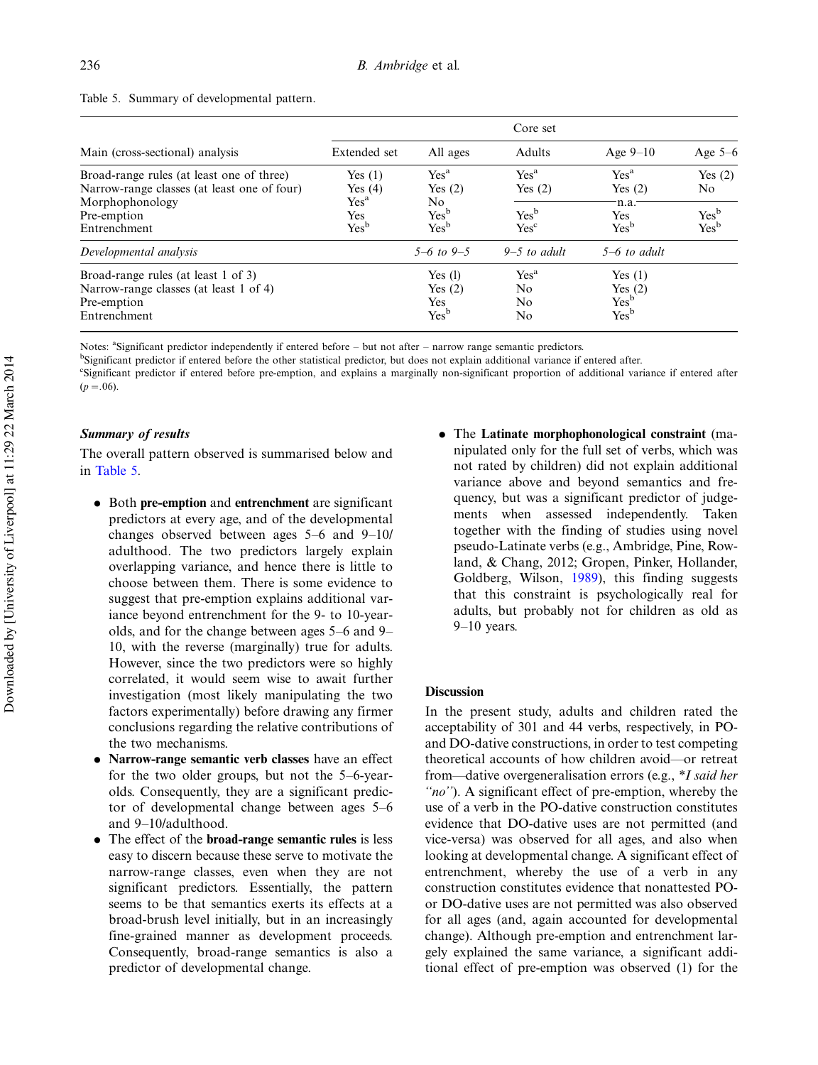Table 5. Summary of developmental pattern.

| Main (cross-sectional) analysis | Extended set | Core set All ages | Adults | Age 9–10 | Age 5–6 |
|---|---|---|---|---|---|
| Broad-range rules (at least one of three) | Yes (1) | Yes[a] | Yes[a] | Yes[a] | Yes (2) |
| Narrow-range classes (at least one of four) | Yes (4) | Yes (2) | Yes (2) | Yes (2) | No |
| Morphophonology | Yes[a] | No | n.a. | n.a. | n.a. |
| Pre-emption | Yes | Yes[b] | Yes[b] | Yes | Yes[b] |
| Entrenchment | Yes[b] | Yes[b] | Yes[c] | Yes[b] | Yes[b] |
| *Developmental analysis* | | *5–6 to 9–5* | *9–5 to adult* | *5–6 to adult* | |
| Broad-range rules (at least 1 of 3) | | Yes (l) | Yes[a] | Yes (1) | |
| Narrow-range classes (at least 1 of 4) | | Yes (2) | No | Yes (2) | |
| Pre-emption | | Yes | No | Yes[b] | |
| Entrenchment | | Yes[b] | No | Yes[b] | |

Notes: [a]Significant predictor independently if entered before – but not after – narrow range semantic predictors.
[b]Significant predictor if entered before the other statistical predictor, but does not explain additional variance if entered after.
[c]Significant predictor if entered before pre-emption, and explains a marginally non-significant proportion of additional variance if entered after ($p = .06$).

***Summary of results***

The overall pattern observed is summarised below and in Table 5.

- Both **pre-emption** and **entrenchment** are significant predictors at every age, and of the developmental changes observed between ages 5–6 and 9–10/adulthood. The two predictors largely explain overlapping variance, and hence there is little to choose between them. There is some evidence to suggest that pre-emption explains additional variance beyond entrenchment for the 9- to 10-year-olds, and for the change between ages 5–6 and 9–10, with the reverse (marginally) true for adults. However, since the two predictors were so highly correlated, it would seem wise to await further investigation (most likely manipulating the two factors experimentally) before drawing any firmer conclusions regarding the relative contributions of the two mechanisms.
- **Narrow-range semantic verb classes** have an effect for the two older groups, but not the 5–6-year-olds. Consequently, they are a significant predictor of developmental change between ages 5–6 and 9–10/adulthood.
- The effect of the **broad-range semantic rules** is less easy to discern because these serve to motivate the narrow-range classes, even when they are not significant predictors. Essentially, the pattern seems to be that semantics exerts its effects at a broad-brush level initially, but in an increasingly fine-grained manner as development proceeds. Consequently, broad-range semantics is also a predictor of developmental change.
- The **Latinate morphophonological constraint** (manipulated only for the full set of verbs, which was not rated by children) did not explain additional variance above and beyond semantics and frequency, but was a significant predictor of judgements when assessed independently. Taken together with the finding of studies using novel pseudo-Latinate verbs (e.g., Ambridge, Pine, Rowland, & Chang, 2012; Gropen, Pinker, Hollander, Goldberg, Wilson, 1989), this finding suggests that this constraint is psychologically real for adults, but probably not for children as old as 9–10 years.

### Discussion

In the present study, adults and children rated the acceptability of 301 and 44 verbs, respectively, in PO- and DO-dative constructions, in order to test competing theoretical accounts of how children avoid—or retreat from—dative overgeneralisation errors (e.g., **I said her "no"*). A significant effect of pre-emption, whereby the use of a verb in the PO-dative construction constitutes evidence that DO-dative uses are not permitted (and vice-versa) was observed for all ages, and also when looking at developmental change. A significant effect of entrenchment, whereby the use of a verb in any construction constitutes evidence that nonattested PO- or DO-dative uses are not permitted was also observed for all ages (and, again accounted for developmental change). Although pre-emption and entrenchment largely explained the same variance, a significant additional effect of pre-emption was observed (1) for the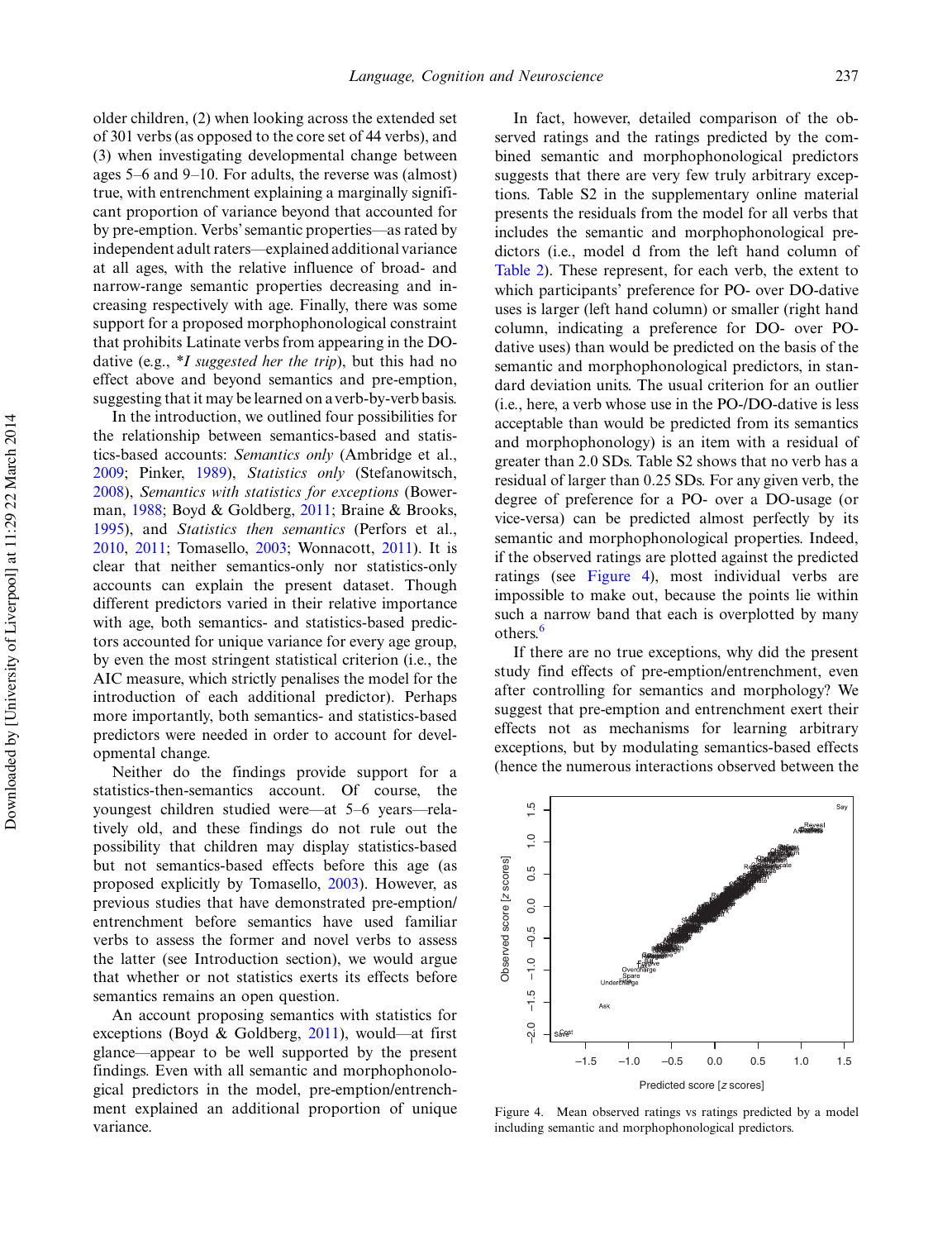older children, (2) when looking across the extended set of 301 verbs (as opposed to the core set of 44 verbs), and (3) when investigating developmental change between ages 5–6 and 9–10. For adults, the reverse was (almost) true, with entrenchment explaining a marginally significant proportion of variance beyond that accounted for by pre-emption. Verbs' semantic properties—as rated by independent adult raters—explained additional variance at all ages, with the relative influence of broad- and narrow-range semantic properties decreasing and increasing respectively with age. Finally, there was some support for a proposed morphophonological constraint that prohibits Latinate verbs from appearing in the DO-dative (e.g., \**I suggested her the trip*), but this had no effect above and beyond semantics and pre-emption, suggesting that it may be learned on a verb-by-verb basis.

In the introduction, we outlined four possibilities for the relationship between semantics-based and statistics-based accounts: *Semantics only* (Ambridge et al., 2009; Pinker, 1989), *Statistics only* (Stefanowitsch, 2008), *Semantics with statistics for exceptions* (Bowerman, 1988; Boyd & Goldberg, 2011; Braine & Brooks, 1995), and *Statistics then semantics* (Perfors et al., 2010, 2011; Tomasello, 2003; Wonnacott, 2011). It is clear that neither semantics-only nor statistics-only accounts can explain the present dataset. Though different predictors varied in their relative importance with age, both semantics- and statistics-based predictors accounted for unique variance for every age group, by even the most stringent statistical criterion (i.e., the AIC measure, which strictly penalises the model for the introduction of each additional predictor). Perhaps more importantly, both semantics- and statistics-based predictors were needed in order to account for developmental change.

Neither do the findings provide support for a statistics-then-semantics account. Of course, the youngest children studied were—at 5–6 years—relatively old, and these findings do not rule out the possibility that children may display statistics-based but not semantics-based effects before this age (as proposed explicitly by Tomasello, 2003). However, as previous studies that have demonstrated pre-emption/entrenchment before semantics have used familiar verbs to assess the former and novel verbs to assess the latter (see Introduction section), we would argue that whether or not statistics exerts its effects before semantics remains an open question.

An account proposing semantics with statistics for exceptions (Boyd & Goldberg, 2011), would—at first glance—appear to be well supported by the present findings. Even with all semantic and morphophonological predictors in the model, pre-emption/entrenchment explained an additional proportion of unique variance.

In fact, however, detailed comparison of the observed ratings and the ratings predicted by the combined semantic and morphophonological predictors suggests that there are very few truly arbitrary exceptions. Table S2 in the supplementary online material presents the residuals from the model for all verbs that includes the semantic and morphophonological predictors (i.e., model d from the left hand column of Table 2). These represent, for each verb, the extent to which participants' preference for PO- over DO-dative uses is larger (left hand column) or smaller (right hand column, indicating a preference for DO- over PO-dative uses) than would be predicted on the basis of the semantic and morphophonological predictors, in standard deviation units. The usual criterion for an outlier (i.e., here, a verb whose use in the PO-/DO-dative is less acceptable than would be predicted from its semantics and morphophonology) is an item with a residual of greater than 2.0 SDs. Table S2 shows that no verb has a residual of larger than 0.25 SDs. For any given verb, the degree of preference for a PO- over a DO-usage (or vice-versa) can be predicted almost perfectly by its semantic and morphophonological properties. Indeed, if the observed ratings are plotted against the predicted ratings (see Figure 4), most individual verbs are impossible to make out, because the points lie within such a narrow band that each is overplotted by many others.[6]

Say
Reveal
Ask
Spare
Overcharge
Undercharge
Cost
Save

Observed score [z scores]
−2.0 −1.5 −1.0 −0.5 0.0 0.5 1.0 1.5

Predicted score [z scores]
−1.5 −1.0 −0.5 0.0 0.5 1.0 1.5

Figure 4. Mean observed ratings vs ratings predicted by a model including semantic and morphophonological predictors.

If there are no true exceptions, why did the present study find effects of pre-emption/entrenchment, even after controlling for semantics and morphology? We suggest that pre-emption and entrenchment exert their effects not as mechanisms for learning arbitrary exceptions, but by modulating semantics-based effects (hence the numerous interactions observed between the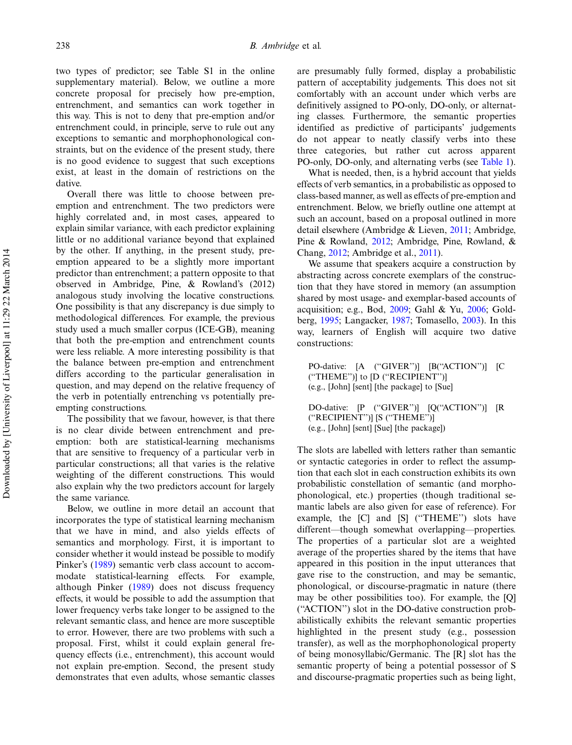two types of predictor; see Table S1 in the online supplementary material). Below, we outline a more concrete proposal for precisely how pre-emption, entrenchment, and semantics can work together in this way. This is not to deny that pre-emption and/or entrenchment could, in principle, serve to rule out any exceptions to semantic and morphophonological constraints, but on the evidence of the present study, there is no good evidence to suggest that such exceptions exist, at least in the domain of restrictions on the dative.

Overall there was little to choose between pre-emption and entrenchment. The two predictors were highly correlated and, in most cases, appeared to explain similar variance, with each predictor explaining little or no additional variance beyond that explained by the other. If anything, in the present study, pre-emption appeared to be a slightly more important predictor than entrenchment; a pattern opposite to that observed in Ambridge, Pine, & Rowland's (2012) analogous study involving the locative constructions. One possibility is that any discrepancy is due simply to methodological differences. For example, the previous study used a much smaller corpus (ICE-GB), meaning that both the pre-emption and entrenchment counts were less reliable. A more interesting possibility is that the balance between pre-emption and entrenchment differs according to the particular generalisation in question, and may depend on the relative frequency of the verb in potentially entrenching vs potentially pre-empting constructions.

The possibility that we favour, however, is that there is no clear divide between entrenchment and pre-emption: both are statistical-learning mechanisms that are sensitive to frequency of a particular verb in particular constructions; all that varies is the relative weighting of the different constructions. This would also explain why the two predictors account for largely the same variance.

Below, we outline in more detail an account that incorporates the type of statistical learning mechanism that we have in mind, and also yields effects of semantics and morphology. First, it is important to consider whether it would instead be possible to modify Pinker's (1989) semantic verb class account to accommodate statistical-learning effects. For example, although Pinker (1989) does not discuss frequency effects, it would be possible to add the assumption that lower frequency verbs take longer to be assigned to the relevant semantic class, and hence are more susceptible to error. However, there are two problems with such a proposal. First, whilst it could explain general frequency effects (i.e., entrenchment), this account would not explain pre-emption. Second, the present study demonstrates that even adults, whose semantic classes are presumably fully formed, display a probabilistic pattern of acceptability judgements. This does not sit comfortably with an account under which verbs are definitively assigned to PO-only, DO-only, or alternating classes. Furthermore, the semantic properties identified as predictive of participants' judgements do not appear to neatly classify verbs into these three categories, but rather cut across apparent PO-only, DO-only, and alternating verbs (see Table 1).

What is needed, then, is a hybrid account that yields effects of verb semantics, in a probabilistic as opposed to class-based manner, as well as effects of pre-emption and entrenchment. Below, we briefly outline one attempt at such an account, based on a proposal outlined in more detail elsewhere (Ambridge & Lieven, 2011; Ambridge, Pine & Rowland, 2012; Ambridge, Pine, Rowland, & Chang, 2012; Ambridge et al., 2011).

We assume that speakers acquire a construction by abstracting across concrete exemplars of the construction that they have stored in memory (an assumption shared by most usage- and exemplar-based accounts of acquisition; e.g., Bod, 2009; Gahl & Yu, 2006; Goldberg, 1995; Langacker, 1987; Tomasello, 2003). In this way, learners of English will acquire two dative constructions:

PO-dative: [A ("GIVER")] [B("ACTION")] [C ("THEME")] to [D ("RECIPIENT")]
(e.g., [John] [sent] [the package] to [Sue]

DO-dative: [P ("GIVER")] [Q("ACTION")] [R ("RECIPIENT")] [S ("THEME")]
(e.g., [John] [sent] [Sue] [the package])

The slots are labelled with letters rather than semantic or syntactic categories in order to reflect the assumption that each slot in each construction exhibits its own probabilistic constellation of semantic (and morphophonological, etc.) properties (though traditional semantic labels are also given for ease of reference). For example, the [C] and [S] ("THEME") slots have different—though somewhat overlapping—properties. The properties of a particular slot are a weighted average of the properties shared by the items that have appeared in this position in the input utterances that gave rise to the construction, and may be semantic, phonological, or discourse-pragmatic in nature (there may be other possibilities too). For example, the [Q] ("ACTION") slot in the DO-dative construction probabilistically exhibits the relevant semantic properties highlighted in the present study (e.g., possession transfer), as well as the morphophonological property of being monosyllabic/Germanic. The [R] slot has the semantic property of being a potential possessor of S and discourse-pragmatic properties such as being light,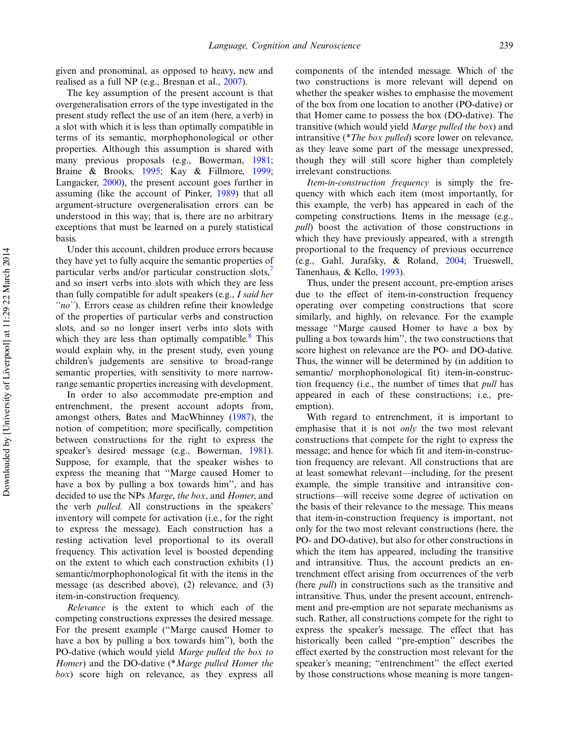given and pronominal, as opposed to heavy, new and realised as a full NP (e.g., Bresnan et al., 2007).

The key assumption of the present account is that overgeneralisation errors of the type investigated in the present study reflect the use of an item (here, a verb) in a slot with which it is less than optimally compatible in terms of its semantic, morphophonological or other properties. Although this assumption is shared with many previous proposals (e.g., Bowerman, 1981; Braine & Brooks, 1995; Kay & Fillmore, 1999; Langacker, 2000), the present account goes further in assuming (like the account of Pinker, 1989) that all argument-structure overgeneralisation errors can be understood in this way; that is, there are no arbitrary exceptions that must be learned on a purely statistical basis.

Under this account, children produce errors because they have yet to fully acquire the semantic properties of particular verbs and/or particular construction slots,[7] and so insert verbs into slots with which they are less than fully compatible for adult speakers (e.g., *I said her "no"*). Errors cease as children refine their knowledge of the properties of particular verbs and construction slots, and so no longer insert verbs into slots with which they are less than optimally compatible.[8] This would explain why, in the present study, even young children's judgements are sensitive to broad-range semantic properties, with sensitivity to more narrow-range semantic properties increasing with development.

In order to also accommodate pre-emption and entrenchment, the present account adopts from, amongst others, Bates and MacWhinney (1987), the notion of competition; more specifically, competition between constructions for the right to express the speaker's desired message (e.g., Bowerman, 1981). Suppose, for example, that the speaker wishes to express the meaning that "Marge caused Homer to have a box by pulling a box towards him", and has decided to use the NPs *Marge*, *the box*, and *Homer*, and the verb *pulled*. All constructions in the speakers' inventory will compete for activation (i.e., for the right to express the message). Each construction has a resting activation level proportional to its overall frequency. This activation level is boosted depending on the extent to which each construction exhibits (1) semantic/morphophonological fit with the items in the message (as described above), (2) relevance, and (3) item-in-construction frequency.

*Relevance* is the extent to which each of the competing constructions expresses the desired message. For the present example ("Marge caused Homer to have a box by pulling a box towards him"), both the PO-dative (which would yield *Marge pulled the box to Homer*) and the DO-dative (**Marge pulled Homer the box*) score high on relevance, as they express all components of the intended message. Which of the two constructions is more relevant will depend on whether the speaker wishes to emphasise the movement of the box from one location to another (PO-dative) or that Homer came to possess the box (DO-dative). The transitive (which would yield *Marge pulled the box*) and intransitive (**The box pulled*) score lower on relevance, as they leave some part of the message unexpressed, though they will still score higher than completely irrelevant constructions.

*Item-in-construction frequency* is simply the frequency with which each item (most importantly, for this example, the verb) has appeared in each of the competing constructions. Items in the message (e.g., *pull*) boost the activation of those constructions in which they have previously appeared, with a strength proportional to the frequency of previous occurrence (e.g., Gahl, Jurafsky, & Roland, 2004; Trueswell, Tanenhaus, & Kello, 1993).

Thus, under the present account, pre-emption arises due to the effect of item-in-construction frequency operating over competing constructions that score similarly, and highly, on relevance. For the example message "Marge caused Homer to have a box by pulling a box towards him", the two constructions that score highest on relevance are the PO- and DO-dative. Thus, the winner will be determined by (in addition to semantic/ morphophonological fit) item-in-construction frequency (i.e., the number of times that *pull* has appeared in each of these constructions; i.e., pre-emption).

With regard to entrenchment, it is important to emphasise that it is not *only* the two most relevant constructions that compete for the right to express the message; and hence for which fit and item-in-construction frequency are relevant. All constructions that are at least somewhat relevant—including, for the present example, the simple transitive and intransitive constructions—will receive some degree of activation on the basis of their relevance to the message. This means that item-in-construction frequency is important, not only for the two most relevant constructions (here, the PO- and DO-dative), but also for other constructions in which the item has appeared, including the transitive and intransitive. Thus, the account predicts an entrenchment effect arising from occurrences of the verb (here *pull*) in constructions such as the transitive and intransitive. Thus, under the present account, entrenchment and pre-emption are not separate mechanisms as such. Rather, all constructions compete for the right to express the speaker's message. The effect that has historically been called "pre-emption" describes the effect exerted by the construction most relevant for the speaker's meaning; "entrenchment" the effect exerted by those constructions whose meaning is more tangen-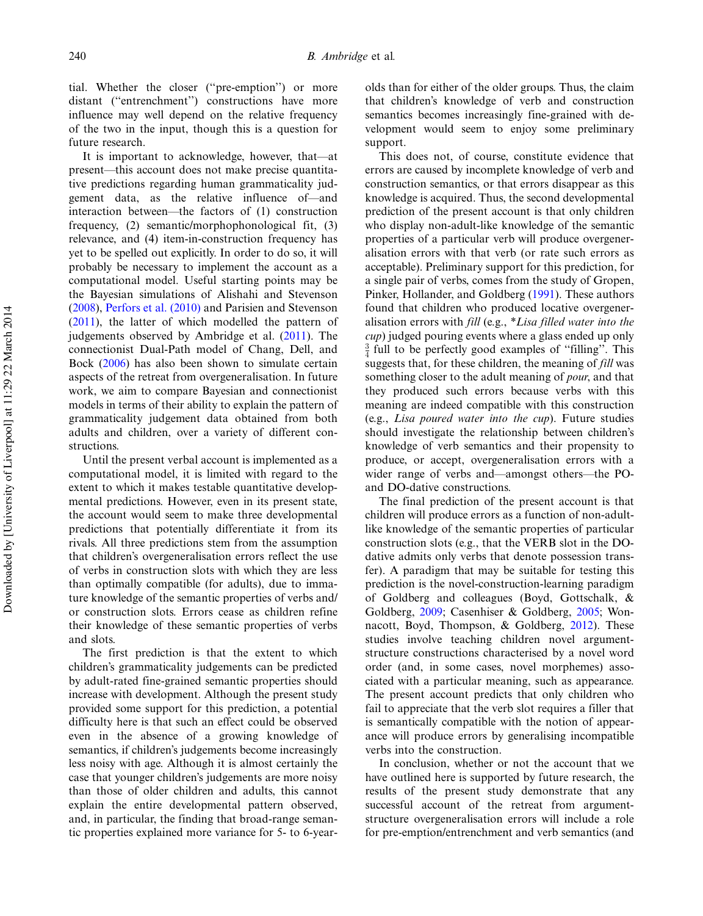tial. Whether the closer ("pre-emption") or more distant ("entrenchment") constructions have more influence may well depend on the relative frequency of the two in the input, though this is a question for future research.

It is important to acknowledge, however, that—at present—this account does not make precise quantitative predictions regarding human grammaticality judgement data, as the relative influence of—and interaction between—the factors of (1) construction frequency, (2) semantic/morphophonological fit, (3) relevance, and (4) item-in-construction frequency has yet to be spelled out explicitly. In order to do so, it will probably be necessary to implement the account as a computational model. Useful starting points may be the Bayesian simulations of Alishahi and Stevenson (2008), Perfors et al. (2010) and Parisien and Stevenson (2011), the latter of which modelled the pattern of judgements observed by Ambridge et al. (2011). The connectionist Dual-Path model of Chang, Dell, and Bock (2006) has also been shown to capture certain aspects of the retreat from overgeneralisation. In future work, we aim to compare Bayesian and connectionist models in terms of their ability to explain the pattern of grammaticality judgement data obtained from both adults and children, over a variety of different constructions.

Until the present verbal account is implemented as a computational model, it is limited with regard to the extent to which it makes testable quantitative developmental predictions. However, even in its present state, the account would seem to make three developmental predictions that potentially differentiate it from its rivals. All three predictions stem from the assumption that children's overgeneralisation errors reflect the use of verbs in construction slots with which they are less than optimally compatible (for adults), due to immature knowledge of the semantic properties of verbs and/or construction slots. Errors cease as children refine their knowledge of these semantic properties of verbs and slots.

The first prediction is that the extent to which children's grammaticality judgements can be predicted by adult-rated fine-grained semantic properties should increase with development. Although the present study provided some support for this prediction, a potential difficulty here is that such an effect could be observed even in the absence of a growing knowledge of semantics, if children's judgements become increasingly less noisy with age. Although it is almost certainly the case that younger children's judgements are more noisy than those of older children and adults, this cannot explain the entire developmental pattern observed, and, in particular, the finding that broad-range semantic properties explained more variance for 5- to 6-year-olds than for either of the older groups. Thus, the claim that children's knowledge of verb and construction semantics becomes increasingly fine-grained with development would seem to enjoy some preliminary support.

This does not, of course, constitute evidence that errors are caused by incomplete knowledge of verb and construction semantics, or that errors disappear as this knowledge is acquired. Thus, the second developmental prediction of the present account is that only children who display non-adult-like knowledge of the semantic properties of a particular verb will produce overgeneralisation errors with that verb (or rate such errors as acceptable). Preliminary support for this prediction, for a single pair of verbs, comes from the study of Gropen, Pinker, Hollander, and Goldberg (1991). These authors found that children who produced locative overgeneralisation errors with *fill* (e.g., **Lisa filled water into the cup*) judged pouring events where a glass ended up only $\frac{3}{4}$ full to be perfectly good examples of "filling". This suggests that, for these children, the meaning of *fill* was something closer to the adult meaning of *pour*, and that they produced such errors because verbs with this meaning are indeed compatible with this construction (e.g., *Lisa poured water into the cup*). Future studies should investigate the relationship between children's knowledge of verb semantics and their propensity to produce, or accept, overgeneralisation errors with a wider range of verbs and—amongst others—the PO- and DO-dative constructions.

The final prediction of the present account is that children will produce errors as a function of non-adult-like knowledge of the semantic properties of particular construction slots (e.g., that the VERB slot in the DO-dative admits only verbs that denote possession transfer). A paradigm that may be suitable for testing this prediction is the novel-construction-learning paradigm of Goldberg and colleagues (Boyd, Gottschalk, & Goldberg, 2009; Casenhiser & Goldberg, 2005; Wonnacott, Boyd, Thompson, & Goldberg, 2012). These studies involve teaching children novel argument-structure constructions characterised by a novel word order (and, in some cases, novel morphemes) associated with a particular meaning, such as appearance. The present account predicts that only children who fail to appreciate that the verb slot requires a filler that is semantically compatible with the notion of appearance will produce errors by generalising incompatible verbs into the construction.

In conclusion, whether or not the account that we have outlined here is supported by future research, the results of the present study demonstrate that any successful account of the retreat from argument-structure overgeneralisation errors will include a role for pre-emption/entrenchment and verb semantics (and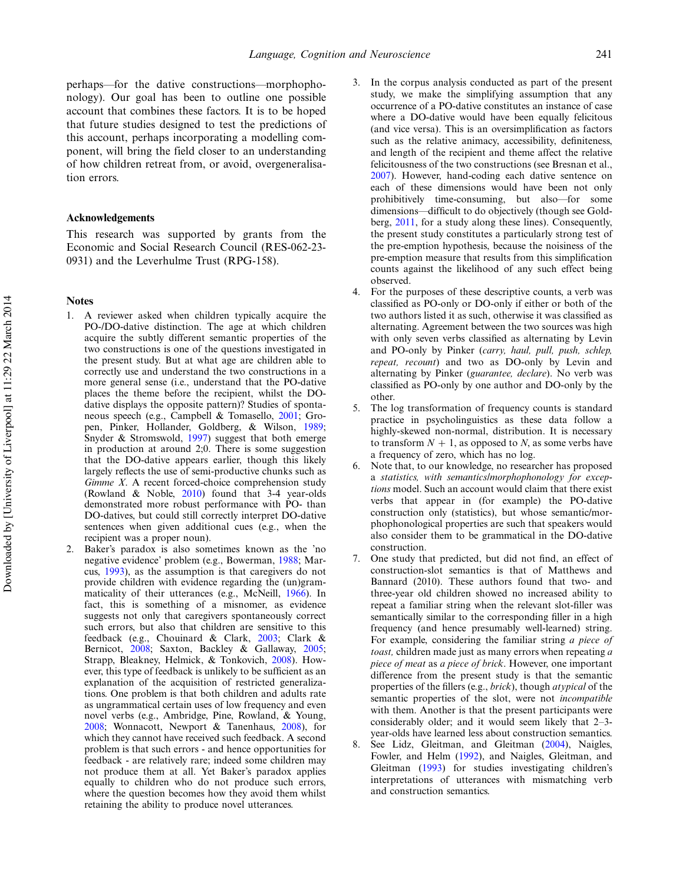perhaps—for the dative constructions—morphophonology). Our goal has been to outline one possible account that combines these factors. It is to be hoped that future studies designed to test the predictions of this account, perhaps incorporating a modelling component, will bring the field closer to an understanding of how children retreat from, or avoid, overgeneralisation errors.

## Acknowledgements

This research was supported by grants from the Economic and Social Research Council (RES-062-23-0931) and the Leverhulme Trust (RPG-158).

## Notes

1. A reviewer asked when children typically acquire the PO-/DO-dative distinction. The age at which children acquire the subtly different semantic properties of the two constructions is one of the questions investigated in the present study. But at what age are children able to correctly use and understand the two constructions in a more general sense (i.e., understand that the PO-dative places the theme before the recipient, whilst the DO-dative displays the opposite pattern)? Studies of spontaneous speech (e.g., Campbell & Tomasello, 2001; Gropen, Pinker, Hollander, Goldberg, & Wilson, 1989; Snyder & Stromswold, 1997) suggest that both emerge in production at around 2;0. There is some suggestion that the DO-dative appears earlier, though this likely largely reflects the use of semi-productive chunks such as *Gimme X*. A recent forced-choice comprehension study (Rowland & Noble, 2010) found that 3-4 year-olds demonstrated more robust performance with PO- than DO-datives, but could still correctly interpret DO-dative sentences when given additional cues (e.g., when the recipient was a proper noun).
2. Baker's paradox is also sometimes known as the 'no negative evidence' problem (e.g., Bowerman, 1988; Marcus, 1993), as the assumption is that caregivers do not provide children with evidence regarding the (un)grammaticality of their utterances (e.g., McNeill, 1966). In fact, this is something of a misnomer, as evidence suggests not only that caregivers spontaneously correct such errors, but also that children are sensitive to this feedback (e.g., Chouinard & Clark, 2003; Clark & Bernicot, 2008; Saxton, Backley & Gallaway, 2005; Strapp, Bleakney, Helmick, & Tonkovich, 2008). However, this type of feedback is unlikely to be sufficient as an explanation of the acquisition of restricted generalizations. One problem is that both children and adults rate as ungrammatical certain uses of low frequency and even novel verbs (e.g., Ambridge, Pine, Rowland, & Young, 2008; Wonnacott, Newport & Tanenhaus, 2008), for which they cannot have received such feedback. A second problem is that such errors - and hence opportunities for feedback - are relatively rare; indeed some children may not produce them at all. Yet Baker's paradox applies equally to children who do not produce such errors, where the question becomes how they avoid them whilst retaining the ability to produce novel utterances.
3. In the corpus analysis conducted as part of the present study, we make the simplifying assumption that any occurrence of a PO-dative constitutes an instance of case where a DO-dative would have been equally felicitous (and vice versa). This is an oversimplification as factors such as the relative animacy, accessibility, definiteness, and length of the recipient and theme affect the relative felicitousness of the two constructions (see Bresnan et al., 2007). However, hand-coding each dative sentence on each of these dimensions would have been not only prohibitively time-consuming, but also—for some dimensions—difficult to do objectively (though see Goldberg, 2011, for a study along these lines). Consequently, the present study constitutes a particularly strong test of the pre-emption hypothesis, because the noisiness of the pre-emption measure that results from this simplification counts against the likelihood of any such effect being observed.
4. For the purposes of these descriptive counts, a verb was classified as PO-only or DO-only if either or both of the two authors listed it as such, otherwise it was classified as alternating. Agreement between the two sources was high with only seven verbs classified as alternating by Levin and PO-only by Pinker (*carry, haul, pull, push, schlep, repeat, recount*) and two as DO-only by Levin and alternating by Pinker (*guarantee, declare*). No verb was classified as PO-only by one author and DO-only by the other.
5. The log transformation of frequency counts is standard practice in psycholinguistics as these data follow a highly-skewed non-normal, distribution. It is necessary to transform $N + 1$, as opposed to $N$, as some verbs have a frequency of zero, which has no log.
6. Note that, to our knowledge, no researcher has proposed a *statistics, with semantics/morphophonology for exceptions* model. Such an account would claim that there exist verbs that appear in (for example) the PO-dative construction only (statistics), but whose semantic/morphophonological properties are such that speakers would also consider them to be grammatical in the DO-dative construction.
7. One study that predicted, but did not find, an effect of construction-slot semantics is that of Matthews and Bannard (2010). These authors found that two- and three-year old children showed no increased ability to repeat a familiar string when the relevant slot-filler was semantically similar to the corresponding filler in a high frequency (and hence presumably well-learned) string. For example, considering the familiar string *a piece of toast,* children made just as many errors when repeating *a piece of meat* as *a piece of brick*. However, one important difference from the present study is that the semantic properties of the fillers (e.g., *brick*), though *atypical* of the semantic properties of the slot, were not *incompatible* with them. Another is that the present participants were considerably older; and it would seem likely that 2–3-year-olds have learned less about construction semantics.
8. See Lidz, Gleitman, and Gleitman (2004), Naigles, Fowler, and Helm (1992), and Naigles, Gleitman, and Gleitman (1993) for studies investigating children's interpretations of utterances with mismatching verb and construction semantics.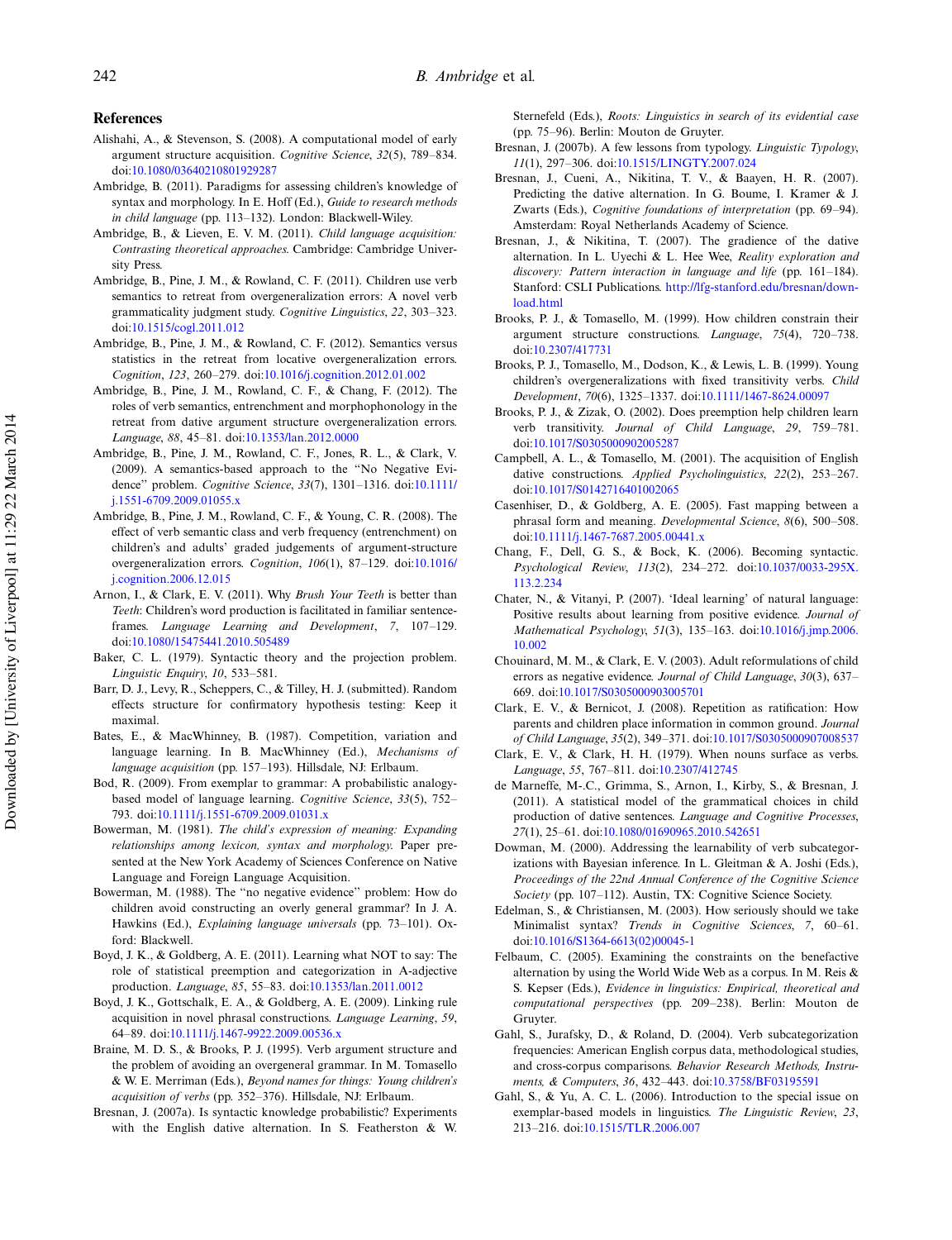## References

Alishahi, A., & Stevenson, S. (2008). A computational model of early argument structure acquisition. *Cognitive Science*, *32*(5), 789–834. doi:10.1080/03640210801929287

Ambridge, B. (2011). Paradigms for assessing children's knowledge of syntax and morphology. In E. Hoff (Ed.), *Guide to research methods in child language* (pp. 113–132). London: Blackwell-Wiley.

Ambridge, B., & Lieven, E. V. M. (2011). *Child language acquisition: Contrasting theoretical approaches*. Cambridge: Cambridge University Press.

Ambridge, B., Pine, J. M., & Rowland, C. F. (2011). Children use verb semantics to retreat from overgeneralization errors: A novel verb grammaticality judgment study. *Cognitive Linguistics*, *22*, 303–323. doi:10.1515/cogl.2011.012

Ambridge, B., Pine, J. M., & Rowland, C. F. (2012). Semantics versus statistics in the retreat from locative overgeneralization errors. *Cognition*, *123*, 260–279. doi:10.1016/j.cognition.2012.01.002

Ambridge, B., Pine, J. M., Rowland, C. F., & Chang, F. (2012). The roles of verb semantics, entrenchment and morphophonology in the retreat from dative argument structure overgeneralization errors. *Language*, *88*, 45–81. doi:10.1353/lan.2012.0000

Ambridge, B., Pine, J. M., Rowland, C. F., Jones, R. L., & Clark, V. (2009). A semantics-based approach to the "No Negative Evidence" problem. *Cognitive Science*, *33*(7), 1301–1316. doi:10.1111/j.1551-6709.2009.01055.x

Ambridge, B., Pine, J. M., Rowland, C. F., & Young, C. R. (2008). The effect of verb semantic class and verb frequency (entrenchment) on children's and adults' graded judgements of argument-structure overgeneralization errors. *Cognition*, *106*(1), 87–129. doi:10.1016/j.cognition.2006.12.015

Arnon, I., & Clark, E. V. (2011). Why *Brush Your Teeth* is better than *Teeth*: Children's word production is facilitated in familiar sentence-frames. *Language Learning and Development*, *7*, 107–129. doi:10.1080/15475441.2010.505489

Baker, C. L. (1979). Syntactic theory and the projection problem. *Linguistic Enquiry*, *10*, 533–581.

Barr, D. J., Levy, R., Scheppers, C., & Tilley, H. J. (submitted). Random effects structure for confirmatory hypothesis testing: Keep it maximal.

Bates, E., & MacWhinney, B. (1987). Competition, variation and language learning. In B. MacWhinney (Ed.), *Mechanisms of language acquisition* (pp. 157–193). Hillsdale, NJ: Erlbaum.

Bod, R. (2009). From exemplar to grammar: A probabilistic analogy-based model of language learning. *Cognitive Science*, *33*(5), 752–793. doi:10.1111/j.1551-6709.2009.01031.x

Bowerman, M. (1981). *The child's expression of meaning: Expanding relationships among lexicon, syntax and morphology*. Paper presented at the New York Academy of Sciences Conference on Native Language and Foreign Language Acquisition.

Bowerman, M. (1988). The "no negative evidence" problem: How do children avoid constructing an overly general grammar? In J. A. Hawkins (Ed.), *Explaining language universals* (pp. 73–101). Oxford: Blackwell.

Boyd, J. K., & Goldberg, A. E. (2011). Learning what NOT to say: The role of statistical preemption and categorization in A-adjective production. *Language*, *85*, 55–83. doi:10.1353/lan.2011.0012

Boyd, J. K., Gottschalk, E. A., & Goldberg, A. E. (2009). Linking rule acquisition in novel phrasal constructions. *Language Learning*, *59*, 64–89. doi:10.1111/j.1467-9922.2009.00536.x

Braine, M. D. S., & Brooks, P. J. (1995). Verb argument structure and the problem of avoiding an overgeneral grammar. In M. Tomasello & W. E. Merriman (Eds.), *Beyond names for things: Young children's acquisition of verbs* (pp. 352–376). Hillsdale, NJ: Erlbaum.

Bresnan, J. (2007a). Is syntactic knowledge probabilistic? Experiments with the English dative alternation. In S. Featherston & W. Sternefeld (Eds.), *Roots: Linguistics in search of its evidential case* (pp. 75–96). Berlin: Mouton de Gruyter.

Bresnan, J. (2007b). A few lessons from typology. *Linguistic Typology*, *11*(1), 297–306. doi:10.1515/LINGTY.2007.024

Bresnan, J., Cueni, A., Nikitina, T. V., & Baayen, H. R. (2007). Predicting the dative alternation. In G. Boume, I. Kramer & J. Zwarts (Eds.), *Cognitive foundations of interpretation* (pp. 69–94). Amsterdam: Royal Netherlands Academy of Science.

Bresnan, J., & Nikitina, T. (2007). The gradience of the dative alternation. In L. Uyechi & L. Hee Wee, *Reality exploration and discovery: Pattern interaction in language and life* (pp. 161–184). Stanford: CSLI Publications. http://lfg-stanford.edu/bresnan/download.html

Brooks, P. J., & Tomasello, M. (1999). How children constrain their argument structure constructions. *Language*, *75*(4), 720–738. doi:10.2307/417731

Brooks, P. J., Tomasello, M., Dodson, K., & Lewis, L. B. (1999). Young children's overgeneralizations with fixed transitivity verbs. *Child Development*, *70*(6), 1325–1337. doi:10.1111/1467-8624.00097

Brooks, P. J., & Zizak, O. (2002). Does preemption help children learn verb transitivity. *Journal of Child Language*, *29*, 759–781. doi:10.1017/S0305000902005287

Campbell, A. L., & Tomasello, M. (2001). The acquisition of English dative constructions. *Applied Psycholinguistics*, *22*(2), 253–267. doi:10.1017/S0142716401002065

Casenhiser, D., & Goldberg, A. E. (2005). Fast mapping between a phrasal form and meaning. *Developmental Science*, *8*(6), 500–508. doi:10.1111/j.1467-7687.2005.00441.x

Chang, F., Dell, G. S., & Bock, K. (2006). Becoming syntactic. *Psychological Review*, *113*(2), 234–272. doi:10.1037/0033-295X.113.2.234

Chater, N., & Vitanyi, P. (2007). 'Ideal learning' of natural language: Positive results about learning from positive evidence. *Journal of Mathematical Psychology*, *51*(3), 135–163. doi:10.1016/j.jmp.2006.10.002

Chouinard, M. M., & Clark, E. V. (2003). Adult reformulations of child errors as negative evidence. *Journal of Child Language*, *30*(3), 637–669. doi:10.1017/S0305000903005701

Clark, E. V., & Bernicot, J. (2008). Repetition as ratification: How parents and children place information in common ground. *Journal of Child Language*, *35*(2), 349–371. doi:10.1017/S0305000907008537

Clark, E. V., & Clark, H. H. (1979). When nouns surface as verbs. *Language*, *55*, 767–811. doi:10.2307/412745

de Marneffe, M.-C., Grimma, S., Arnon, I., Kirby, S., & Bresnan, J. (2011). A statistical model of the grammatical choices in child production of dative sentences. *Language and Cognitive Processes*, *27*(1), 25–61. doi:10.1080/01690965.2010.542651

Dowman, M. (2000). Addressing the learnability of verb subcategorizations with Bayesian inference. In L. Gleitman & A. Joshi (Eds.), *Proceedings of the 22nd Annual Conference of the Cognitive Science Society* (pp. 107–112). Austin, TX: Cognitive Science Society.

Edelman, S., & Christiansen, M. (2003). How seriously should we take Minimalist syntax? *Trends in Cognitive Sciences*, *7*, 60–61. doi:10.1016/S1364-6613(02)00045-1

Fellbaum, C. (2005). Examining the constraints on the benefactive alternation by using the World Wide Web as a corpus. In M. Reis & S. Kepser (Eds.), *Evidence in linguistics: Empirical, theoretical and computational perspectives* (pp. 209–238). Berlin: Mouton de Gruyter.

Gahl, S., Jurafsky, D., & Roland, D. (2004). Verb subcategorization frequencies: American English corpus data, methodological studies, and cross-corpus comparisons. *Behavior Research Methods, Instruments, & Computers*, *36*, 432–443. doi:10.3758/BF03195591

Gahl, S., & Yu, A. C. L. (2006). Introduction to the special issue on exemplar-based models in linguistics. *The Linguistic Review*, *23*, 213–216. doi:10.1515/TLR.2006.007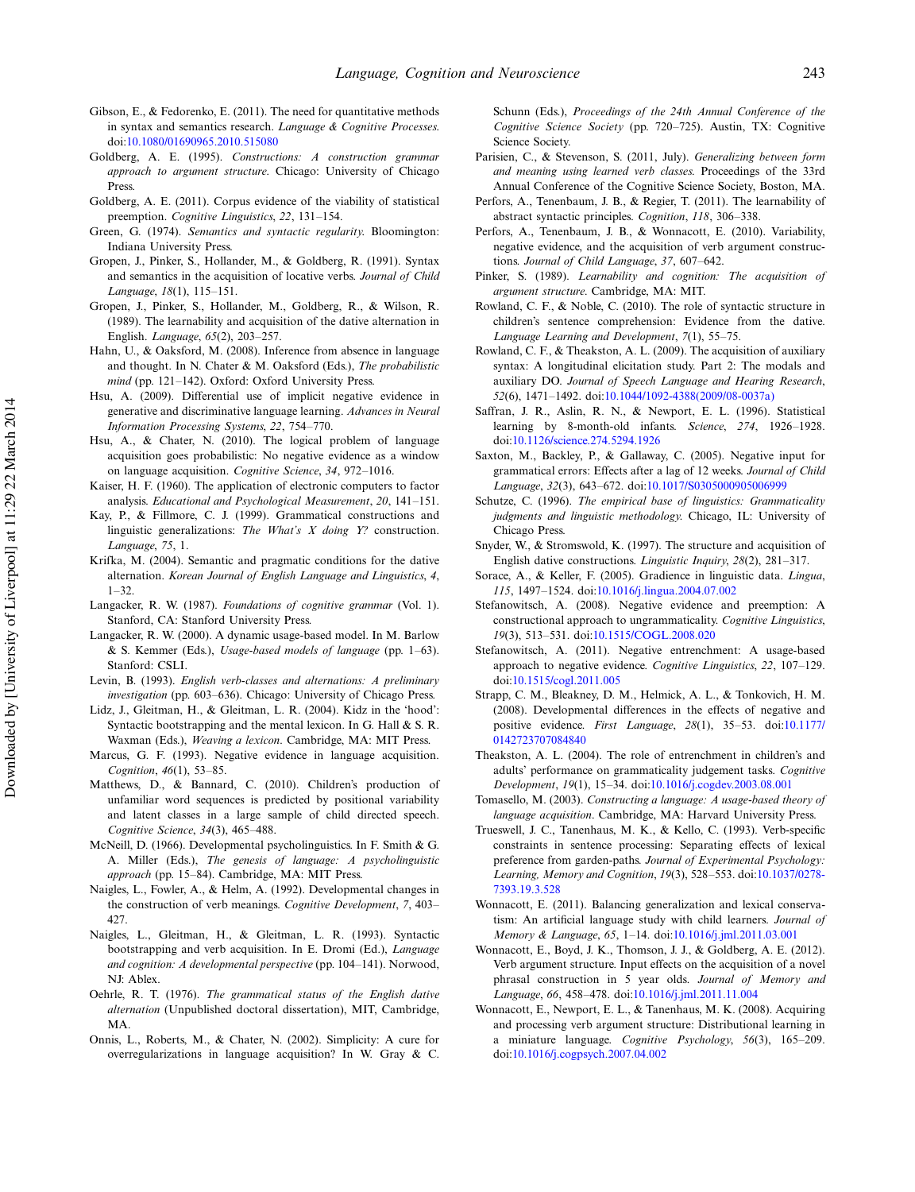Gibson, E., & Fedorenko, E. (2011). The need for quantitative methods in syntax and semantics research. *Language & Cognitive Processes*. doi:10.1080/01690965.2010.515080

Goldberg, A. E. (1995). *Constructions: A construction grammar approach to argument structure*. Chicago: University of Chicago Press.

Goldberg, A. E. (2011). Corpus evidence of the viability of statistical preemption. *Cognitive Linguistics*, *22*, 131–154.

Green, G. (1974). *Semantics and syntactic regularity*. Bloomington: Indiana University Press.

Gropen, J., Pinker, S., Hollander, M., & Goldberg, R. (1991). Syntax and semantics in the acquisition of locative verbs. *Journal of Child Language*, *18*(1), 115–151.

Gropen, J., Pinker, S., Hollander, M., Goldberg, R., & Wilson, R. (1989). The learnability and acquisition of the dative alternation in English. *Language*, *65*(2), 203–257.

Hahn, U., & Oaksford, M. (2008). Inference from absence in language and thought. In N. Chater & M. Oaksford (Eds.), *The probabilistic mind* (pp. 121–142). Oxford: Oxford University Press.

Hsu, A. (2009). Differential use of implicit negative evidence in generative and discriminative language learning. *Advances in Neural Information Processing Systems*, *22*, 754–770.

Hsu, A., & Chater, N. (2010). The logical problem of language acquisition goes probabilistic: No negative evidence as a window on language acquisition. *Cognitive Science*, *34*, 972–1016.

Kaiser, H. F. (1960). The application of electronic computers to factor analysis. *Educational and Psychological Measurement*, *20*, 141–151.

Kay, P., & Fillmore, C. J. (1999). Grammatical constructions and linguistic generalizations: *The What's X doing Y?* construction. *Language*, *75*, 1.

Krifka, M. (2004). Semantic and pragmatic conditions for the dative alternation. *Korean Journal of English Language and Linguistics*, *4*, 1–32.

Langacker, R. W. (1987). *Foundations of cognitive grammar* (Vol. 1). Stanford, CA: Stanford University Press.

Langacker, R. W. (2000). A dynamic usage-based model. In M. Barlow & S. Kemmer (Eds.), *Usage-based models of language* (pp. 1–63). Stanford: CSLI.

Levin, B. (1993). *English verb-classes and alternations: A preliminary investigation* (pp. 603–636). Chicago: University of Chicago Press.

Lidz, J., Gleitman, H., & Gleitman, L. R. (2004). Kidz in the 'hood': Syntactic bootstrapping and the mental lexicon. In G. Hall & S. R. Waxman (Eds.), *Weaving a lexicon*. Cambridge, MA: MIT Press.

Marcus, G. F. (1993). Negative evidence in language acquisition. *Cognition*, *46*(1), 53–85.

Matthews, D., & Bannard, C. (2010). Children's production of unfamiliar word sequences is predicted by positional variability and latent classes in a large sample of child directed speech. *Cognitive Science*, *34*(3), 465–488.

McNeill, D. (1966). Developmental psycholinguistics. In F. Smith & G. A. Miller (Eds.), *The genesis of language: A psycholinguistic approach* (pp. 15–84). Cambridge, MA: MIT Press.

Naigles, L., Fowler, A., & Helm, A. (1992). Developmental changes in the construction of verb meanings. *Cognitive Development*, *7*, 403–427.

Naigles, L., Gleitman, H., & Gleitman, L. R. (1993). Syntactic bootstrapping and verb acquisition. In E. Dromi (Ed.), *Language and cognition: A developmental perspective* (pp. 104–141). Norwood, NJ: Ablex.

Oehrle, R. T. (1976). *The grammatical status of the English dative alternation* (Unpublished doctoral dissertation), MIT, Cambridge, MA.

Onnis, L., Roberts, M., & Chater, N. (2002). Simplicity: A cure for overregularizations in language acquisition? In W. Gray & C. Schunn (Eds.), *Proceedings of the 24th Annual Conference of the Cognitive Science Society* (pp. 720–725). Austin, TX: Cognitive Science Society.

Parisien, C., & Stevenson, S. (2011, July). *Generalizing between form and meaning using learned verb classes*. Proceedings of the 33rd Annual Conference of the Cognitive Science Society, Boston, MA.

Perfors, A., Tenenbaum, J. B., & Regier, T. (2011). The learnability of abstract syntactic principles. *Cognition*, *118*, 306–338.

Perfors, A., Tenenbaum, J. B., & Wonnacott, E. (2010). Variability, negative evidence, and the acquisition of verb argument constructions. *Journal of Child Language*, *37*, 607–642.

Pinker, S. (1989). *Learnability and cognition: The acquisition of argument structure*. Cambridge, MA: MIT.

Rowland, C. F., & Noble, C. (2010). The role of syntactic structure in children's sentence comprehension: Evidence from the dative. *Language Learning and Development*, *7*(1), 55–75.

Rowland, C. F., & Theakston, A. L. (2009). The acquisition of auxiliary syntax: A longitudinal elicitation study. Part 2: The modals and auxiliary DO. *Journal of Speech Language and Hearing Research*, *52*(6), 1471–1492. doi:10.1044/1092-4388(2009/08-0037a)

Saffran, J. R., Aslin, R. N., & Newport, E. L. (1996). Statistical learning by 8-month-old infants. *Science*, *274*, 1926–1928. doi:10.1126/science.274.5294.1926

Saxton, M., Backley, P., & Gallaway, C. (2005). Negative input for grammatical errors: Effects after a lag of 12 weeks. *Journal of Child Language*, *32*(3), 643–672. doi:10.1017/S0305000905006999

Schutze, C. (1996). *The empirical base of linguistics: Grammaticality judgments and linguistic methodology*. Chicago, IL: University of Chicago Press.

Snyder, W., & Stromswold, K. (1997). The structure and acquisition of English dative constructions. *Linguistic Inquiry*, *28*(2), 281–317.

Sorace, A., & Keller, F. (2005). Gradience in linguistic data. *Lingua*, *115*, 1497–1524. doi:10.1016/j.lingua.2004.07.002

Stefanowitsch, A. (2008). Negative evidence and preemption: A constructional approach to ungrammaticality. *Cognitive Linguistics*, *19*(3), 513–531. doi:10.1515/COGL.2008.020

Stefanowitsch, A. (2011). Negative entrenchment: A usage-based approach to negative evidence. *Cognitive Linguistics*, *22*, 107–129. doi:10.1515/cogl.2011.005

Strapp, C. M., Bleakney, D. M., Helmick, A. L., & Tonkovich, H. M. (2008). Developmental differences in the effects of negative and positive evidence. *First Language*, *28*(1), 35–53. doi:10.1177/0142723707084840

Theakston, A. L. (2004). The role of entrenchment in children's and adults' performance on grammaticality judgement tasks. *Cognitive Development*, *19*(1), 15–34. doi:10.1016/j.cogdev.2003.08.001

Tomasello, M. (2003). *Constructing a language: A usage-based theory of language acquisition*. Cambridge, MA: Harvard University Press.

Trueswell, J. C., Tanenhaus, M. K., & Kello, C. (1993). Verb-specific constraints in sentence processing: Separating effects of lexical preference from garden-paths. *Journal of Experimental Psychology: Learning, Memory and Cognition*, *19*(3), 528–553. doi:10.1037/0278-7393.19.3.528

Wonnacott, E. (2011). Balancing generalization and lexical conservatism: An artificial language study with child learners. *Journal of Memory & Language*, *65*, 1–14. doi:10.1016/j.jml.2011.03.001

Wonnacott, E., Boyd, J. K., Thomson, J. J., & Goldberg, A. E. (2012). Verb argument structure. Input effects on the acquisition of a novel phrasal construction in 5 year olds. *Journal of Memory and Language*, *66*, 458–478. doi:10.1016/j.jml.2011.11.004

Wonnacott, E., Newport, E. L., & Tanenhaus, M. K. (2008). Acquiring and processing verb argument structure: Distributional learning in a miniature language. *Cognitive Psychology*, *56*(3), 165–209. doi:10.1016/j.cogpsych.2007.04.002